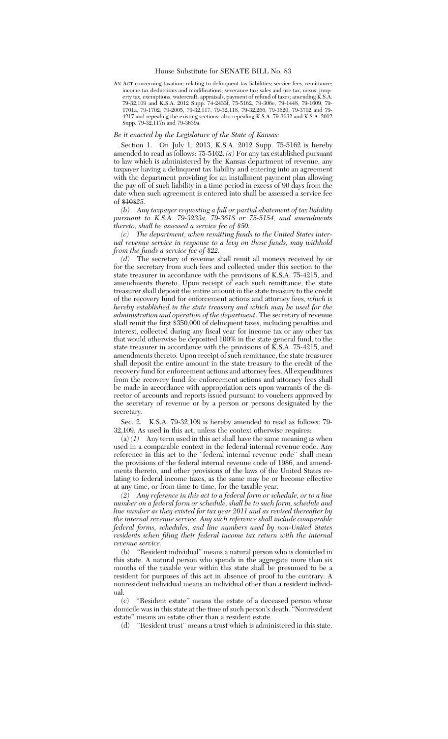# House Substitute for SENATE BILL No. 83

AN ACT concerning taxation; relating to delinquent tax liabilities; service fees, remittance; income tax deductions and modifications; severance tax; sales and use tax, nexus; property tax, exemptions, watercraft, appraisals, payment of refund of taxes; amending K.S.A. 79-32,109 and K.S.A. 2012 Supp. 74-2433f, 75-5162, 79-306e, 79-1448, 79-1609, 79-1701a, 79-1702, 79-2005, 79-32,117, 79-32,118, 79-32,266, 79-3620, 79-3702 and 79-4217 and repealing the existing sections; also repealing K.S.A. 79-3632 and K.S.A. 2012 Supp. 79-32,117n and 79-3639a.

*Be it enacted by the Legislature of the State of Kansas:*

Section 1. On July 1, 2013, K.S.A. 2012 Supp. 75-5162 is hereby amended to read as follows: 75-5162. *(a)* For any tax established pursuant to law which is administered by the Kansas department of revenue, any taxpayer having a delinquent tax liability and entering into an agreement with the department providing for an installment payment plan allowing the pay off of such liability in a time period in excess of 90 days from the date when such agreement is entered into shall be assessed a service fee of ~~$10~~*$25*.

*(b) Any taxpayer requesting a full or partial abatement of tax liability pursuant to K.S.A. 79-3233a, 79-3618 or 75-5154, and amendments thereto, shall be assessed a service fee of $50.*

*(c) The department, when remitting funds to the United States internal revenue service in response to a levy on those funds, may withhold from the funds a service fee of $22.*

*(d)* The secretary of revenue shall remit all moneys received by or for the secretary from such fees and collected under this section to the state treasurer in accordance with the provisions of K.S.A. 75-4215, and amendments thereto. Upon receipt of each such remittance, the state treasurer shall deposit the entire amount in the state treasury to the credit of the recovery fund for enforcement actions and attorney fees, *which is hereby established in the state treasury and which may be used for the administration and operation of the department*. The secretary of revenue shall remit the first $350,000 of delinquent taxes, including penalties and interest, collected during any fiscal year for income tax or any other tax that would otherwise be deposited 100% in the state general fund, to the state treasurer in accordance with the provisions of K.S.A. 75-4215, and amendments thereto. Upon receipt of such remittance, the state treasurer shall deposit the entire amount in the state treasury to the credit of the recovery fund for enforcement actions and attorney fees. All expenditures from the recovery fund for enforcement actions and attorney fees shall be made in accordance with appropriation acts upon warrants of the director of accounts and reports issued pursuant to vouchers approved by the secretary of revenue or by a person or persons designated by the secretary.

Sec. 2. K.S.A. 79-32,109 is hereby amended to read as follows: 79-32,109. As used in this act, unless the context otherwise requires:

(a) *(1)* Any term used in this act shall have the same meaning as when used in a comparable context in the federal internal revenue code. Any reference in this act to the "federal internal revenue code" shall mean the provisions of the federal internal revenue code of 1986, and amendments thereto, and other provisions of the laws of the United States relating to federal income taxes, as the same may be or become effective at any time, or from time to time, for the taxable year.

*(2) Any reference in this act to a federal form or schedule, or to a line number on a federal form or schedule, shall be to such form, schedule and line number as they existed for tax year 2011 and as revised thereafter by the internal revenue service. Any such reference shall include comparable federal forms, schedules, and line numbers used by non-United States residents when filing their federal income tax return with the internal revenue service.*

(b) "Resident individual" means a natural person who is domiciled in this state. A natural person who spends in the aggregate more than six months of the taxable year within this state shall be presumed to be a resident for purposes of this act in absence of proof to the contrary. A nonresident individual means an individual other than a resident individual.

(c) "Resident estate" means the estate of a deceased person whose domicile was in this state at the time of such person's death. "Nonresident estate" means an estate other than a resident estate.

(d) "Resident trust" means a trust which is administered in this state.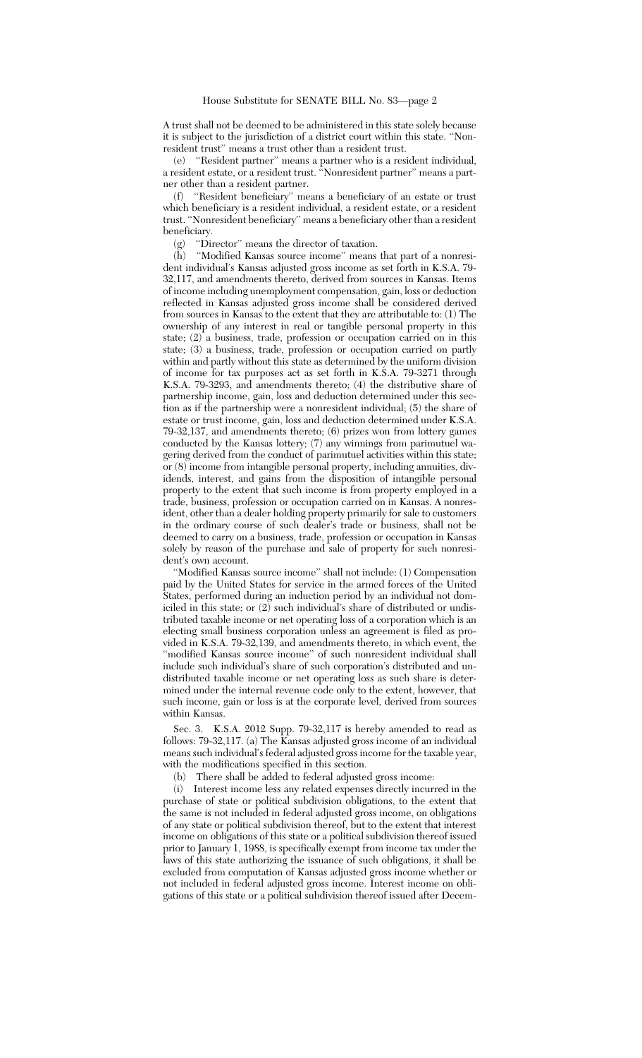A trust shall not be deemed to be administered in this state solely because it is subject to the jurisdiction of a district court within this state. ''Nonresident trust'' means a trust other than a resident trust.

(e) ''Resident partner'' means a partner who is a resident individual, a resident estate, or a resident trust. ''Nonresident partner'' means a partner other than a resident partner.

(f) ''Resident beneficiary'' means a beneficiary of an estate or trust which beneficiary is a resident individual, a resident estate, or a resident trust. ''Nonresident beneficiary'' means a beneficiary other than a resident beneficiary.

(g) ''Director'' means the director of taxation.

(h) ''Modified Kansas source income'' means that part of a nonresident individual's Kansas adjusted gross income as set forth in K.S.A. 79-32,117, and amendments thereto, derived from sources in Kansas. Items of income including unemployment compensation, gain, loss or deduction reflected in Kansas adjusted gross income shall be considered derived from sources in Kansas to the extent that they are attributable to: (1) The ownership of any interest in real or tangible personal property in this state; (2) a business, trade, profession or occupation carried on in this state; (3) a business, trade, profession or occupation carried on partly within and partly without this state as determined by the uniform division of income for tax purposes act as set forth in K.S.A. 79-3271 through K.S.A. 79-3293, and amendments thereto; (4) the distributive share of partnership income, gain, loss and deduction determined under this section as if the partnership were a nonresident individual; (5) the share of estate or trust income, gain, loss and deduction determined under K.S.A. 79-32,137, and amendments thereto; (6) prizes won from lottery games conducted by the Kansas lottery; (7) any winnings from parimutuel wagering derived from the conduct of parimutuel activities within this state; or (8) income from intangible personal property, including annuities, dividends, interest, and gains from the disposition of intangible personal property to the extent that such income is from property employed in a trade, business, profession or occupation carried on in Kansas. A nonresident, other than a dealer holding property primarily for sale to customers in the ordinary course of such dealer's trade or business, shall not be deemed to carry on a business, trade, profession or occupation in Kansas solely by reason of the purchase and sale of property for such nonresident's own account.

''Modified Kansas source income'' shall not include: (1) Compensation paid by the United States for service in the armed forces of the United States, performed during an induction period by an individual not domiciled in this state; or (2) such individual's share of distributed or undistributed taxable income or net operating loss of a corporation which is an electing small business corporation unless an agreement is filed as provided in K.S.A. 79-32,139, and amendments thereto, in which event, the ''modified Kansas source income'' of such nonresident individual shall include such individual's share of such corporation's distributed and undistributed taxable income or net operating loss as such share is determined under the internal revenue code only to the extent, however, that such income, gain or loss is at the corporate level, derived from sources within Kansas.

Sec. 3. K.S.A. 2012 Supp. 79-32,117 is hereby amended to read as follows: 79-32,117. (a) The Kansas adjusted gross income of an individual means such individual's federal adjusted gross income for the taxable year, with the modifications specified in this section.

(b) There shall be added to federal adjusted gross income:

(i) Interest income less any related expenses directly incurred in the purchase of state or political subdivision obligations, to the extent that the same is not included in federal adjusted gross income, on obligations of any state or political subdivision thereof, but to the extent that interest income on obligations of this state or a political subdivision thereof issued prior to January 1, 1988, is specifically exempt from income tax under the laws of this state authorizing the issuance of such obligations, it shall be excluded from computation of Kansas adjusted gross income whether or not included in federal adjusted gross income. Interest income on obligations of this state or a political subdivision thereof issued after Decem-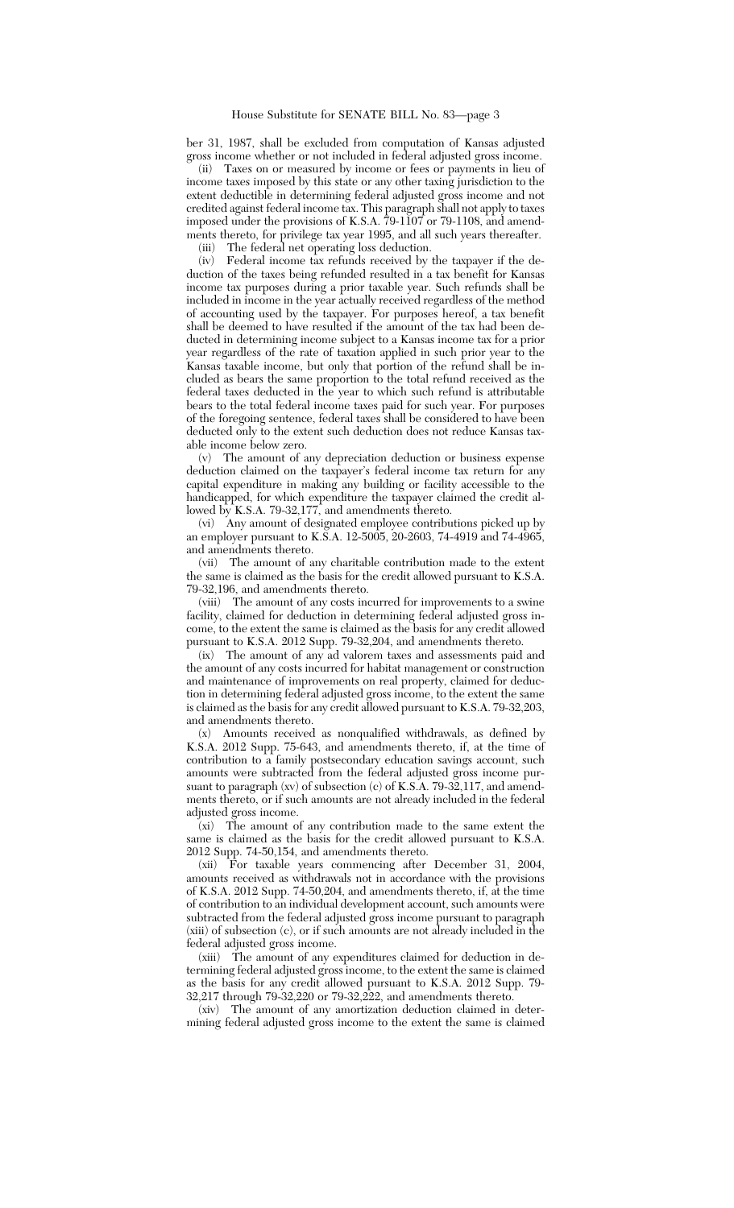ber 31, 1987, shall be excluded from computation of Kansas adjusted gross income whether or not included in federal adjusted gross income.

(ii) Taxes on or measured by income or fees or payments in lieu of income taxes imposed by this state or any other taxing jurisdiction to the extent deductible in determining federal adjusted gross income and not credited against federal income tax. This paragraph shall not apply to taxes imposed under the provisions of K.S.A. 79-1107 or 79-1108, and amendments thereto, for privilege tax year 1995, and all such years thereafter.

(iii) The federal net operating loss deduction.

(iv) Federal income tax refunds received by the taxpayer if the deduction of the taxes being refunded resulted in a tax benefit for Kansas income tax purposes during a prior taxable year. Such refunds shall be included in income in the year actually received regardless of the method of accounting used by the taxpayer. For purposes hereof, a tax benefit shall be deemed to have resulted if the amount of the tax had been deducted in determining income subject to a Kansas income tax for a prior year regardless of the rate of taxation applied in such prior year to the Kansas taxable income, but only that portion of the refund shall be included as bears the same proportion to the total refund received as the federal taxes deducted in the year to which such refund is attributable bears to the total federal income taxes paid for such year. For purposes of the foregoing sentence, federal taxes shall be considered to have been deducted only to the extent such deduction does not reduce Kansas taxable income below zero.

(v) The amount of any depreciation deduction or business expense deduction claimed on the taxpayer's federal income tax return for any capital expenditure in making any building or facility accessible to the handicapped, for which expenditure the taxpayer claimed the credit allowed by K.S.A. 79-32,177, and amendments thereto.

(vi) Any amount of designated employee contributions picked up by an employer pursuant to K.S.A. 12-5005, 20-2603, 74-4919 and 74-4965, and amendments thereto.

(vii) The amount of any charitable contribution made to the extent the same is claimed as the basis for the credit allowed pursuant to K.S.A. 79-32,196, and amendments thereto.

(viii) The amount of any costs incurred for improvements to a swine facility, claimed for deduction in determining federal adjusted gross income, to the extent the same is claimed as the basis for any credit allowed pursuant to K.S.A. 2012 Supp. 79-32,204, and amendments thereto.

(ix) The amount of any ad valorem taxes and assessments paid and the amount of any costs incurred for habitat management or construction and maintenance of improvements on real property, claimed for deduction in determining federal adjusted gross income, to the extent the same is claimed as the basis for any credit allowed pursuant to K.S.A. 79-32,203, and amendments thereto.

(x) Amounts received as nonqualified withdrawals, as defined by K.S.A. 2012 Supp. 75-643, and amendments thereto, if, at the time of contribution to a family postsecondary education savings account, such amounts were subtracted from the federal adjusted gross income pursuant to paragraph (xv) of subsection (c) of K.S.A. 79-32,117, and amendments thereto, or if such amounts are not already included in the federal adjusted gross income.

(xi) The amount of any contribution made to the same extent the same is claimed as the basis for the credit allowed pursuant to K.S.A. 2012 Supp. 74-50,154, and amendments thereto.

(xii) For taxable years commencing after December 31, 2004, amounts received as withdrawals not in accordance with the provisions of K.S.A. 2012 Supp. 74-50,204, and amendments thereto, if, at the time of contribution to an individual development account, such amounts were subtracted from the federal adjusted gross income pursuant to paragraph (xiii) of subsection (c), or if such amounts are not already included in the federal adjusted gross income.

(xiii) The amount of any expenditures claimed for deduction in determining federal adjusted gross income, to the extent the same is claimed as the basis for any credit allowed pursuant to K.S.A. 2012 Supp. 79-32,217 through 79-32,220 or 79-32,222, and amendments thereto.

(xiv) The amount of any amortization deduction claimed in determining federal adjusted gross income to the extent the same is claimed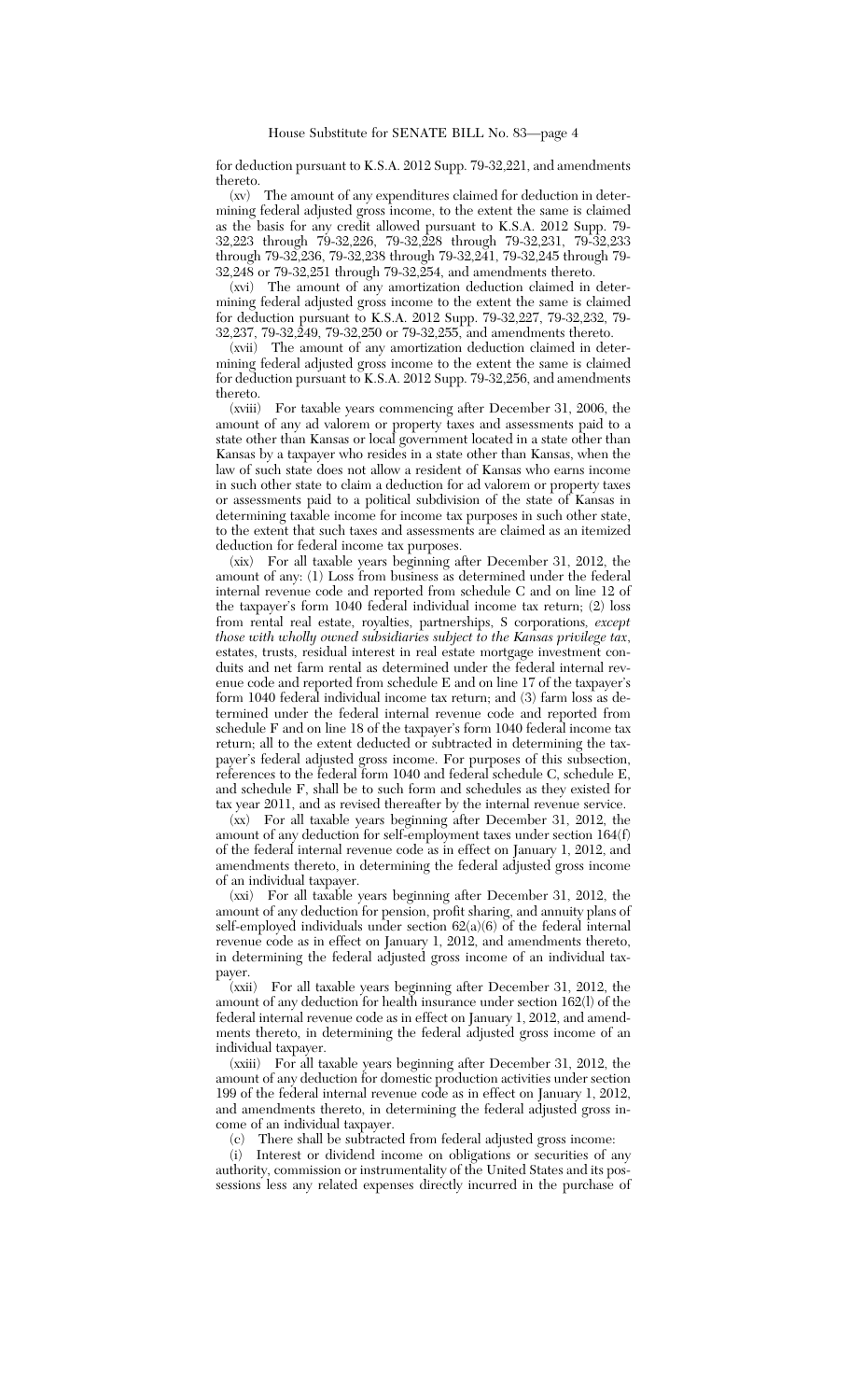for deduction pursuant to K.S.A. 2012 Supp. 79-32,221, and amendments thereto.

(xv) The amount of any expenditures claimed for deduction in determining federal adjusted gross income, to the extent the same is claimed as the basis for any credit allowed pursuant to K.S.A. 2012 Supp. 79-32,223 through 79-32,226, 79-32,228 through 79-32,231, 79-32,233 through 79-32,236, 79-32,238 through 79-32,241, 79-32,245 through 79-32,248 or 79-32,251 through 79-32,254, and amendments thereto.

(xvi) The amount of any amortization deduction claimed in determining federal adjusted gross income to the extent the same is claimed for deduction pursuant to K.S.A. 2012 Supp. 79-32,227, 79-32,232, 79-32,237, 79-32,249, 79-32,250 or 79-32,255, and amendments thereto.

(xvii) The amount of any amortization deduction claimed in determining federal adjusted gross income to the extent the same is claimed for deduction pursuant to K.S.A. 2012 Supp. 79-32,256, and amendments thereto.

(xviii) For taxable years commencing after December 31, 2006, the amount of any ad valorem or property taxes and assessments paid to a state other than Kansas or local government located in a state other than Kansas by a taxpayer who resides in a state other than Kansas, when the law of such state does not allow a resident of Kansas who earns income in such other state to claim a deduction for ad valorem or property taxes or assessments paid to a political subdivision of the state of Kansas in determining taxable income for income tax purposes in such other state, to the extent that such taxes and assessments are claimed as an itemized deduction for federal income tax purposes.

(xix) For all taxable years beginning after December 31, 2012, the amount of any: (1) Loss from business as determined under the federal internal revenue code and reported from schedule C and on line 12 of the taxpayer's form 1040 federal individual income tax return; (2) loss from rental real estate, royalties, partnerships, S corporations*, except those with wholly owned subsidiaries subject to the Kansas privilege tax*, estates, trusts, residual interest in real estate mortgage investment conduits and net farm rental as determined under the federal internal revenue code and reported from schedule E and on line 17 of the taxpayer's form 1040 federal individual income tax return; and (3) farm loss as determined under the federal internal revenue code and reported from schedule F and on line 18 of the taxpayer's form 1040 federal income tax return; all to the extent deducted or subtracted in determining the taxpayer's federal adjusted gross income. For purposes of this subsection, references to the federal form 1040 and federal schedule C, schedule E, and schedule F, shall be to such form and schedules as they existed for tax year 2011, and as revised thereafter by the internal revenue service.

(xx) For all taxable years beginning after December 31, 2012, the amount of any deduction for self-employment taxes under section 164(f) of the federal internal revenue code as in effect on January 1, 2012, and amendments thereto, in determining the federal adjusted gross income of an individual taxpayer.

(xxi) For all taxable years beginning after December 31, 2012, the amount of any deduction for pension, profit sharing, and annuity plans of self-employed individuals under section 62(a)(6) of the federal internal revenue code as in effect on January 1, 2012, and amendments thereto, in determining the federal adjusted gross income of an individual taxpayer.

(xxii) For all taxable years beginning after December 31, 2012, the amount of any deduction for health insurance under section 162(l) of the federal internal revenue code as in effect on January 1, 2012, and amendments thereto, in determining the federal adjusted gross income of an individual taxpayer.

(xxiii) For all taxable years beginning after December 31, 2012, the amount of any deduction for domestic production activities under section 199 of the federal internal revenue code as in effect on January 1, 2012, and amendments thereto, in determining the federal adjusted gross income of an individual taxpayer.

(c) There shall be subtracted from federal adjusted gross income:

(i) Interest or dividend income on obligations or securities of any authority, commission or instrumentality of the United States and its possessions less any related expenses directly incurred in the purchase of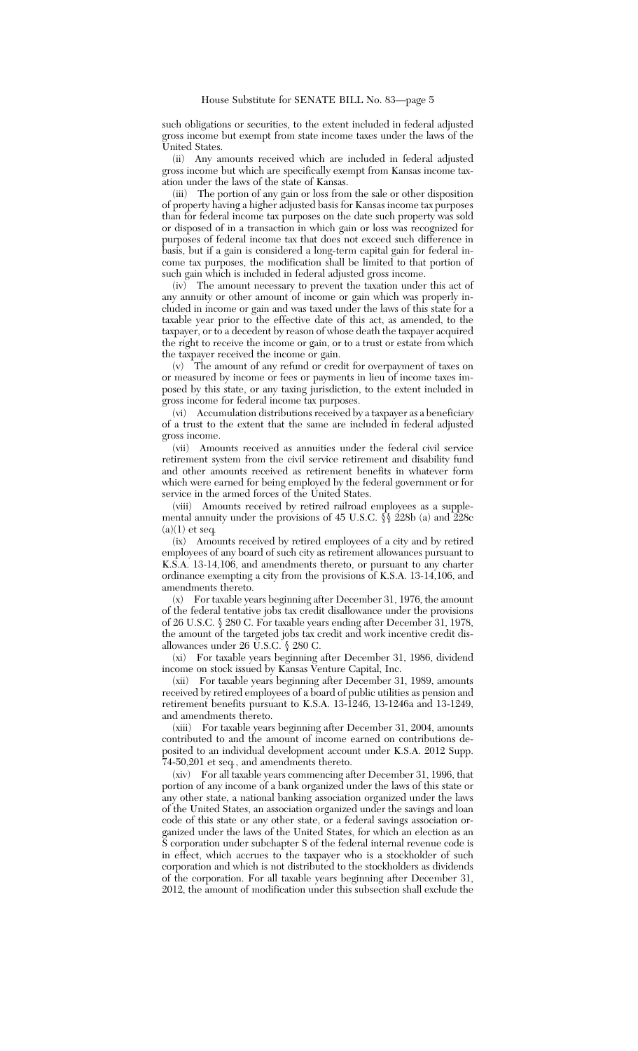such obligations or securities, to the extent included in federal adjusted gross income but exempt from state income taxes under the laws of the United States.

(ii) Any amounts received which are included in federal adjusted gross income but which are specifically exempt from Kansas income taxation under the laws of the state of Kansas.

(iii) The portion of any gain or loss from the sale or other disposition of property having a higher adjusted basis for Kansas income tax purposes than for federal income tax purposes on the date such property was sold or disposed of in a transaction in which gain or loss was recognized for purposes of federal income tax that does not exceed such difference in basis, but if a gain is considered a long-term capital gain for federal income tax purposes, the modification shall be limited to that portion of such gain which is included in federal adjusted gross income.

(iv) The amount necessary to prevent the taxation under this act of any annuity or other amount of income or gain which was properly included in income or gain and was taxed under the laws of this state for a taxable year prior to the effective date of this act, as amended, to the taxpayer, or to a decedent by reason of whose death the taxpayer acquired the right to receive the income or gain, or to a trust or estate from which the taxpayer received the income or gain.

(v) The amount of any refund or credit for overpayment of taxes on or measured by income or fees or payments in lieu of income taxes imposed by this state, or any taxing jurisdiction, to the extent included in gross income for federal income tax purposes.

(vi) Accumulation distributions received by a taxpayer as a beneficiary of a trust to the extent that the same are included in federal adjusted gross income.

(vii) Amounts received as annuities under the federal civil service retirement system from the civil service retirement and disability fund and other amounts received as retirement benefits in whatever form which were earned for being employed by the federal government or for service in the armed forces of the United States.

(viii) Amounts received by retired railroad employees as a supplemental annuity under the provisions of 45 U.S.C. §§ 228b (a) and 228c (a)(1) et seq.

(ix) Amounts received by retired employees of a city and by retired employees of any board of such city as retirement allowances pursuant to K.S.A. 13-14,106, and amendments thereto, or pursuant to any charter ordinance exempting a city from the provisions of K.S.A. 13-14,106, and amendments thereto.

(x) For taxable years beginning after December 31, 1976, the amount of the federal tentative jobs tax credit disallowance under the provisions of 26 U.S.C. § 280 C. For taxable years ending after December 31, 1978, the amount of the targeted jobs tax credit and work incentive credit disallowances under 26 U.S.C. § 280 C.

(xi) For taxable years beginning after December 31, 1986, dividend income on stock issued by Kansas Venture Capital, Inc.

(xii) For taxable years beginning after December 31, 1989, amounts received by retired employees of a board of public utilities as pension and retirement benefits pursuant to K.S.A. 13-1246, 13-1246a and 13-1249, and amendments thereto.

(xiii) For taxable years beginning after December 31, 2004, amounts contributed to and the amount of income earned on contributions deposited to an individual development account under K.S.A. 2012 Supp. 74-50,201 et seq., and amendments thereto.

(xiv) For all taxable years commencing after December 31, 1996, that portion of any income of a bank organized under the laws of this state or any other state, a national banking association organized under the laws of the United States, an association organized under the savings and loan code of this state or any other state, or a federal savings association organized under the laws of the United States, for which an election as an S corporation under subchapter S of the federal internal revenue code is in effect, which accrues to the taxpayer who is a stockholder of such corporation and which is not distributed to the stockholders as dividends of the corporation. For all taxable years beginning after December 31, 2012, the amount of modification under this subsection shall exclude the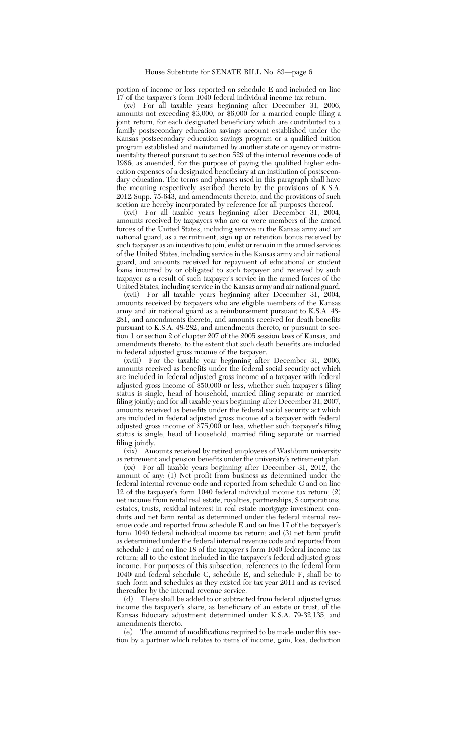portion of income or loss reported on schedule E and included on line 17 of the taxpayer's form 1040 federal individual income tax return.

(xv) For all taxable years beginning after December 31, 2006, amounts not exceeding $3,000, or $6,000 for a married couple filing a joint return, for each designated beneficiary which are contributed to a family postsecondary education savings account established under the Kansas postsecondary education savings program or a qualified tuition program established and maintained by another state or agency or instrumentality thereof pursuant to section 529 of the internal revenue code of 1986, as amended, for the purpose of paying the qualified higher education expenses of a designated beneficiary at an institution of postsecondary education. The terms and phrases used in this paragraph shall have the meaning respectively ascribed thereto by the provisions of K.S.A. 2012 Supp. 75-643, and amendments thereto, and the provisions of such section are hereby incorporated by reference for all purposes thereof.

(xvi) For all taxable years beginning after December 31, 2004, amounts received by taxpayers who are or were members of the armed forces of the United States, including service in the Kansas army and air national guard, as a recruitment, sign up or retention bonus received by such taxpayer as an incentive to join, enlist or remain in the armed services of the United States, including service in the Kansas army and air national guard, and amounts received for repayment of educational or student loans incurred by or obligated to such taxpayer and received by such taxpayer as a result of such taxpayer's service in the armed forces of the United States, including service in the Kansas army and air national guard.

(xvii) For all taxable years beginning after December 31, 2004, amounts received by taxpayers who are eligible members of the Kansas army and air national guard as a reimbursement pursuant to K.S.A. 48-281, and amendments thereto, and amounts received for death benefits pursuant to K.S.A. 48-282, and amendments thereto, or pursuant to section 1 or section 2 of chapter 207 of the 2005 session laws of Kansas, and amendments thereto, to the extent that such death benefits are included in federal adjusted gross income of the taxpayer.

(xviii) For the taxable year beginning after December 31, 2006, amounts received as benefits under the federal social security act which are included in federal adjusted gross income of a taxpayer with federal adjusted gross income of $50,000 or less, whether such taxpayer's filing status is single, head of household, married filing separate or married filing jointly; and for all taxable years beginning after December 31, 2007, amounts received as benefits under the federal social security act which are included in federal adjusted gross income of a taxpayer with federal adjusted gross income of $75,000 or less, whether such taxpayer's filing status is single, head of household, married filing separate or married filing jointly.

(xix) Amounts received by retired employees of Washburn university as retirement and pension benefits under the university's retirement plan.

(xx) For all taxable years beginning after December 31, 2012, the amount of any: (1) Net profit from business as determined under the federal internal revenue code and reported from schedule C and on line 12 of the taxpayer's form 1040 federal individual income tax return; (2) net income from rental real estate, royalties, partnerships, S corporations, estates, trusts, residual interest in real estate mortgage investment conduits and net farm rental as determined under the federal internal revenue code and reported from schedule E and on line 17 of the taxpayer's form 1040 federal individual income tax return; and (3) net farm profit as determined under the federal internal revenue code and reported from schedule F and on line 18 of the taxpayer's form 1040 federal income tax return; all to the extent included in the taxpayer's federal adjusted gross income. For purposes of this subsection, references to the federal form 1040 and federal schedule C, schedule E, and schedule F, shall be to such form and schedules as they existed for tax year 2011 and as revised thereafter by the internal revenue service.

(d) There shall be added to or subtracted from federal adjusted gross income the taxpayer's share, as beneficiary of an estate or trust, of the Kansas fiduciary adjustment determined under K.S.A. 79-32,135, and amendments thereto.

(e) The amount of modifications required to be made under this section by a partner which relates to items of income, gain, loss, deduction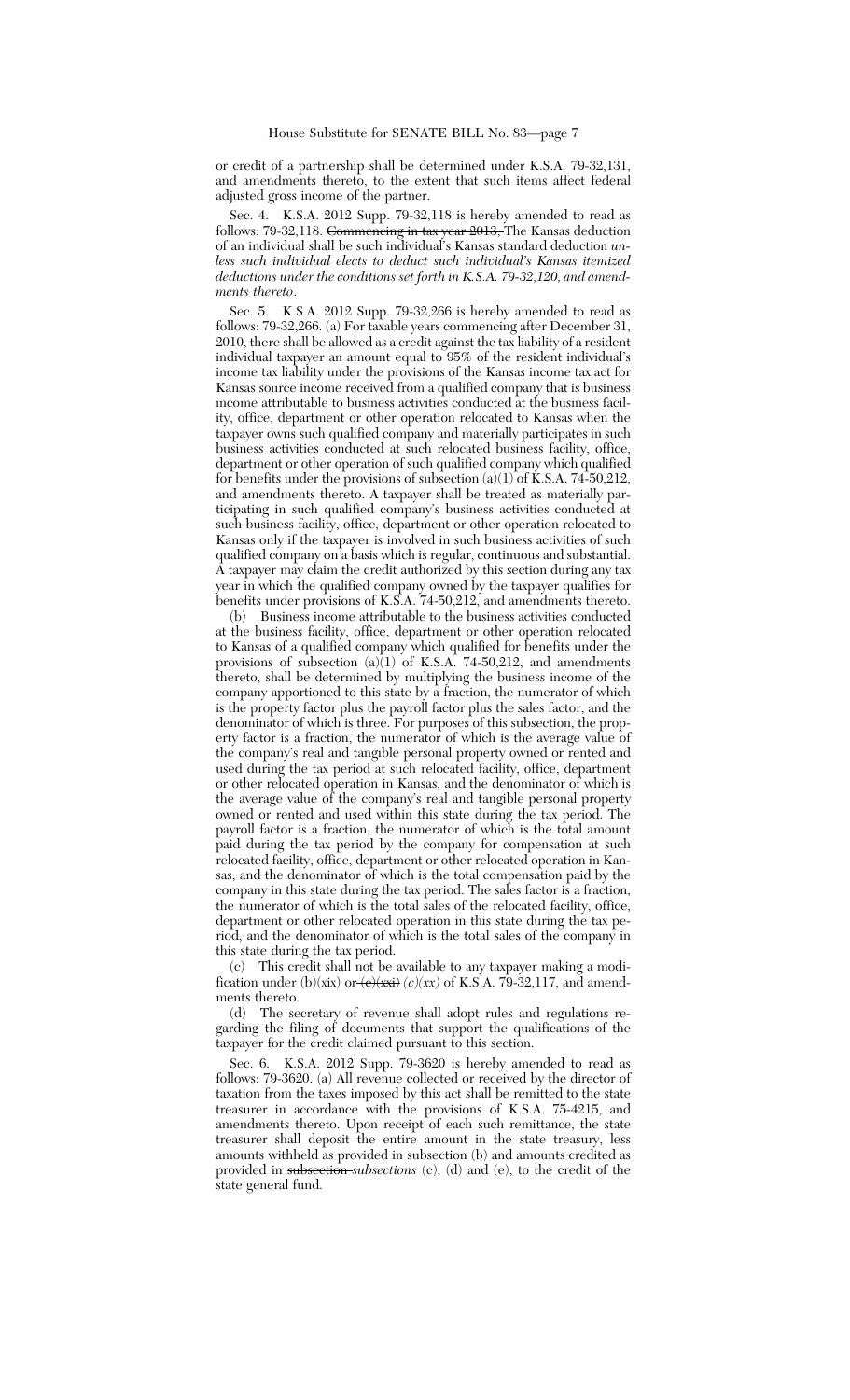or credit of a partnership shall be determined under K.S.A. 79-32,131, and amendments thereto, to the extent that such items affect federal adjusted gross income of the partner.

Sec. 4. K.S.A. 2012 Supp. 79-32,118 is hereby amended to read as follows: 79-32,118. ~~Commencing in tax year 2013,~~ The Kansas deduction of an individual shall be such individual's Kansas standard deduction *unless such individual elects to deduct such individual's Kansas itemized deductions under the conditions set forth in K.S.A. 79-32,120, and amendments thereto*.

Sec. 5. K.S.A. 2012 Supp. 79-32,266 is hereby amended to read as follows: 79-32,266. (a) For taxable years commencing after December 31, 2010, there shall be allowed as a credit against the tax liability of a resident individual taxpayer an amount equal to 95% of the resident individual's income tax liability under the provisions of the Kansas income tax act for Kansas source income received from a qualified company that is business income attributable to business activities conducted at the business facility, office, department or other operation relocated to Kansas when the taxpayer owns such qualified company and materially participates in such business activities conducted at such relocated business facility, office, department or other operation of such qualified company which qualified for benefits under the provisions of subsection (a)(1) of K.S.A. 74-50,212, and amendments thereto. A taxpayer shall be treated as materially participating in such qualified company's business activities conducted at such business facility, office, department or other operation relocated to Kansas only if the taxpayer is involved in such business activities of such qualified company on a basis which is regular, continuous and substantial. A taxpayer may claim the credit authorized by this section during any tax year in which the qualified company owned by the taxpayer qualifies for benefits under provisions of K.S.A. 74-50,212, and amendments thereto.

(b) Business income attributable to the business activities conducted at the business facility, office, department or other operation relocated to Kansas of a qualified company which qualified for benefits under the provisions of subsection (a)(1) of K.S.A. 74-50,212, and amendments thereto, shall be determined by multiplying the business income of the company apportioned to this state by a fraction, the numerator of which is the property factor plus the payroll factor plus the sales factor, and the denominator of which is three. For purposes of this subsection, the property factor is a fraction, the numerator of which is the average value of the company's real and tangible personal property owned or rented and used during the tax period at such relocated facility, office, department or other relocated operation in Kansas, and the denominator of which is the average value of the company's real and tangible personal property owned or rented and used within this state during the tax period. The payroll factor is a fraction, the numerator of which is the total amount paid during the tax period by the company for compensation at such relocated facility, office, department or other relocated operation in Kansas, and the denominator of which is the total compensation paid by the company in this state during the tax period. The sales factor is a fraction, the numerator of which is the total sales of the relocated facility, office, department or other relocated operation in this state during the tax period, and the denominator of which is the total sales of the company in this state during the tax period.

(c) This credit shall not be available to any taxpayer making a modification under (b)(xix) or ~~(c)(xxi)~~ *(c)(xx)* of K.S.A. 79-32,117, and amendments thereto.

(d) The secretary of revenue shall adopt rules and regulations regarding the filing of documents that support the qualifications of the taxpayer for the credit claimed pursuant to this section.

Sec. 6. K.S.A. 2012 Supp. 79-3620 is hereby amended to read as follows: 79-3620. (a) All revenue collected or received by the director of taxation from the taxes imposed by this act shall be remitted to the state treasurer in accordance with the provisions of K.S.A. 75-4215, and amendments thereto. Upon receipt of each such remittance, the state treasurer shall deposit the entire amount in the state treasury, less amounts withheld as provided in subsection (b) and amounts credited as provided in ~~subsection~~ *subsections* (c), (d) and (e), to the credit of the state general fund.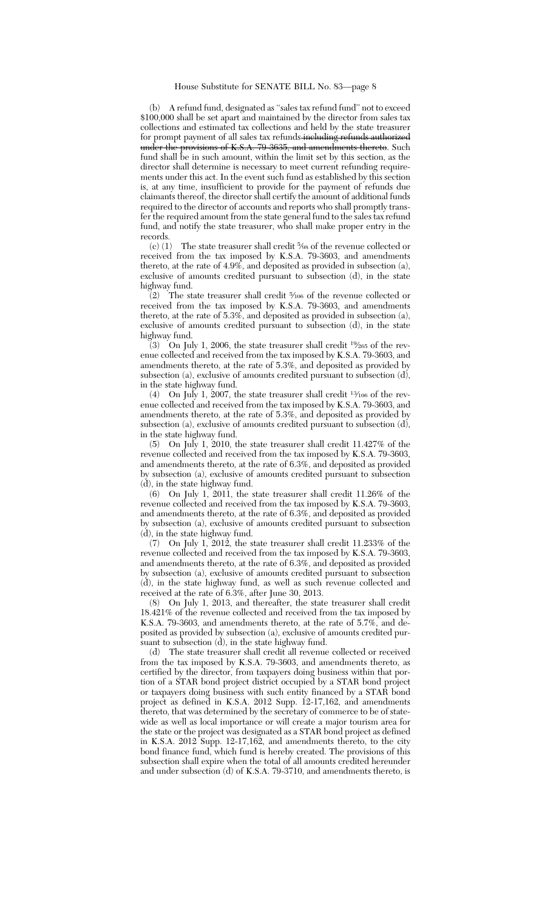(b) A refund fund, designated as "sales tax refund fund" not to exceed $100,000 shall be set apart and maintained by the director from sales tax collections and estimated tax collections and held by the state treasurer for prompt payment of all sales tax refunds ~~including refunds authorized under the provisions of K.S.A. 79-3635, and amendments thereto~~. Such fund shall be in such amount, within the limit set by this section, as the director shall determine is necessary to meet current refunding requirements under this act. In the event such fund as established by this section is, at any time, insufficient to provide for the payment of refunds due claimants thereof, the director shall certify the amount of additional funds required to the director of accounts and reports who shall promptly transfer the required amount from the state general fund to the sales tax refund fund, and notify the state treasurer, who shall make proper entry in the records.

(c) (1) The state treasurer shall credit $\frac{5}{98}$ of the revenue collected or received from the tax imposed by K.S.A. 79-3603, and amendments thereto, at the rate of 4.9%, and deposited as provided in subsection (a), exclusive of amounts credited pursuant to subsection (d), in the state highway fund.

(2) The state treasurer shall credit $\frac{5}{106}$ of the revenue collected or received from the tax imposed by K.S.A. 79-3603, and amendments thereto, at the rate of 5.3%, and deposited as provided in subsection (a), exclusive of amounts credited pursuant to subsection (d), in the state highway fund.

(3) On July 1, 2006, the state treasurer shall credit $\frac{19}{265}$ of the revenue collected and received from the tax imposed by K.S.A. 79-3603, and amendments thereto, at the rate of 5.3%, and deposited as provided by subsection (a), exclusive of amounts credited pursuant to subsection (d), in the state highway fund.

(4) On July 1, 2007, the state treasurer shall credit $\frac{13}{106}$ of the revenue collected and received from the tax imposed by K.S.A. 79-3603, and amendments thereto, at the rate of 5.3%, and deposited as provided by subsection (a), exclusive of amounts credited pursuant to subsection (d), in the state highway fund.

(5) On July 1, 2010, the state treasurer shall credit 11.427% of the revenue collected and received from the tax imposed by K.S.A. 79-3603, and amendments thereto, at the rate of 6.3%, and deposited as provided by subsection (a), exclusive of amounts credited pursuant to subsection (d), in the state highway fund.

(6) On July 1, 2011, the state treasurer shall credit 11.26% of the revenue collected and received from the tax imposed by K.S.A. 79-3603, and amendments thereto, at the rate of 6.3%, and deposited as provided by subsection (a), exclusive of amounts credited pursuant to subsection (d), in the state highway fund.

(7) On July 1, 2012, the state treasurer shall credit 11.233% of the revenue collected and received from the tax imposed by K.S.A. 79-3603, and amendments thereto, at the rate of 6.3%, and deposited as provided by subsection (a), exclusive of amounts credited pursuant to subsection (d), in the state highway fund, as well as such revenue collected and received at the rate of 6.3%, after June 30, 2013.

(8) On July 1, 2013, and thereafter, the state treasurer shall credit 18.421% of the revenue collected and received from the tax imposed by K.S.A. 79-3603, and amendments thereto, at the rate of 5.7%, and deposited as provided by subsection (a), exclusive of amounts credited pursuant to subsection (d), in the state highway fund.

(d) The state treasurer shall credit all revenue collected or received from the tax imposed by K.S.A. 79-3603, and amendments thereto, as certified by the director, from taxpayers doing business within that portion of a STAR bond project district occupied by a STAR bond project or taxpayers doing business with such entity financed by a STAR bond project as defined in K.S.A. 2012 Supp. 12-17,162, and amendments thereto, that was determined by the secretary of commerce to be of statewide as well as local importance or will create a major tourism area for the state or the project was designated as a STAR bond project as defined in K.S.A. 2012 Supp. 12-17,162, and amendments thereto, to the city bond finance fund, which fund is hereby created. The provisions of this subsection shall expire when the total of all amounts credited hereunder and under subsection (d) of K.S.A. 79-3710, and amendments thereto, is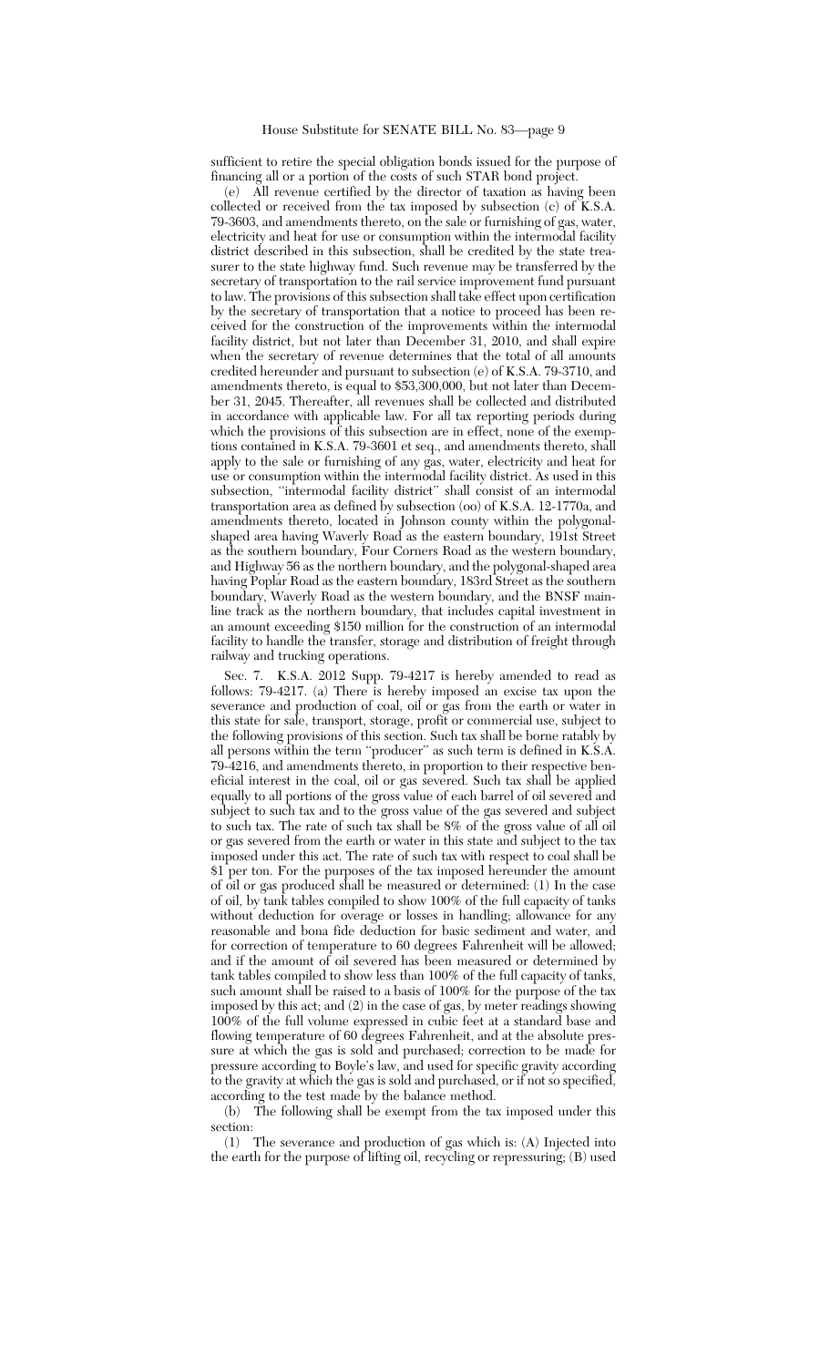sufficient to retire the special obligation bonds issued for the purpose of financing all or a portion of the costs of such STAR bond project.

(e) All revenue certified by the director of taxation as having been collected or received from the tax imposed by subsection (c) of K.S.A. 79-3603, and amendments thereto, on the sale or furnishing of gas, water, electricity and heat for use or consumption within the intermodal facility district described in this subsection, shall be credited by the state treasurer to the state highway fund. Such revenue may be transferred by the secretary of transportation to the rail service improvement fund pursuant to law. The provisions of this subsection shall take effect upon certification by the secretary of transportation that a notice to proceed has been received for the construction of the improvements within the intermodal facility district, but not later than December 31, 2010, and shall expire when the secretary of revenue determines that the total of all amounts credited hereunder and pursuant to subsection (e) of K.S.A. 79-3710, and amendments thereto, is equal to $53,300,000, but not later than December 31, 2045. Thereafter, all revenues shall be collected and distributed in accordance with applicable law. For all tax reporting periods during which the provisions of this subsection are in effect, none of the exemptions contained in K.S.A. 79-3601 et seq., and amendments thereto, shall apply to the sale or furnishing of any gas, water, electricity and heat for use or consumption within the intermodal facility district. As used in this subsection, "intermodal facility district" shall consist of an intermodal transportation area as defined by subsection (oo) of K.S.A. 12-1770a, and amendments thereto, located in Johnson county within the polygonal-shaped area having Waverly Road as the eastern boundary, 191st Street as the southern boundary, Four Corners Road as the western boundary, and Highway 56 as the northern boundary, and the polygonal-shaped area having Poplar Road as the eastern boundary, 183rd Street as the southern boundary, Waverly Road as the western boundary, and the BNSF mainline track as the northern boundary, that includes capital investment in an amount exceeding $150 million for the construction of an intermodal facility to handle the transfer, storage and distribution of freight through railway and trucking operations.

Sec. 7. K.S.A. 2012 Supp. 79-4217 is hereby amended to read as follows: 79-4217. (a) There is hereby imposed an excise tax upon the severance and production of coal, oil or gas from the earth or water in this state for sale, transport, storage, profit or commercial use, subject to the following provisions of this section. Such tax shall be borne ratably by all persons within the term "producer" as such term is defined in K.S.A. 79-4216, and amendments thereto, in proportion to their respective beneficial interest in the coal, oil or gas severed. Such tax shall be applied equally to all portions of the gross value of each barrel of oil severed and subject to such tax and to the gross value of the gas severed and subject to such tax. The rate of such tax shall be 8% of the gross value of all oil or gas severed from the earth or water in this state and subject to the tax imposed under this act. The rate of such tax with respect to coal shall be $1 per ton. For the purposes of the tax imposed hereunder the amount of oil or gas produced shall be measured or determined: (1) In the case of oil, by tank tables compiled to show 100% of the full capacity of tanks without deduction for overage or losses in handling; allowance for any reasonable and bona fide deduction for basic sediment and water, and for correction of temperature to 60 degrees Fahrenheit will be allowed; and if the amount of oil severed has been measured or determined by tank tables compiled to show less than 100% of the full capacity of tanks, such amount shall be raised to a basis of 100% for the purpose of the tax imposed by this act; and (2) in the case of gas, by meter readings showing 100% of the full volume expressed in cubic feet at a standard base and flowing temperature of 60 degrees Fahrenheit, and at the absolute pressure at which the gas is sold and purchased; correction to be made for pressure according to Boyle's law, and used for specific gravity according to the gravity at which the gas is sold and purchased, or if not so specified, according to the test made by the balance method.

(b) The following shall be exempt from the tax imposed under this section:

(1) The severance and production of gas which is: (A) Injected into the earth for the purpose of lifting oil, recycling or repressuring; (B) used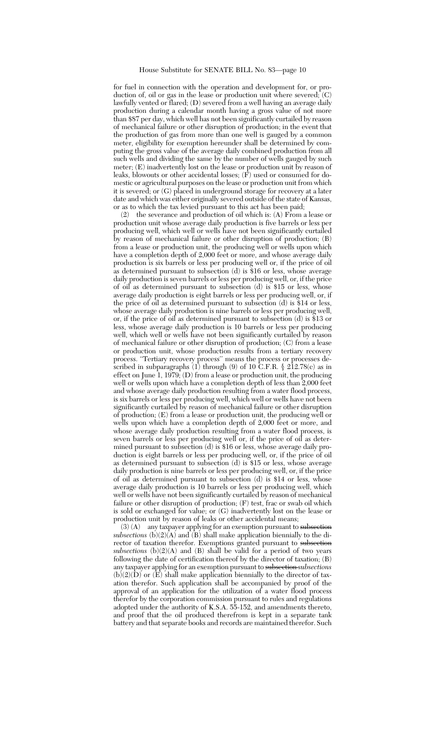for fuel in connection with the operation and development for, or production of, oil or gas in the lease or production unit where severed; (C) lawfully vented or flared; (D) severed from a well having an average daily production during a calendar month having a gross value of not more than $87 per day, which well has not been significantly curtailed by reason of mechanical failure or other disruption of production; in the event that the production of gas from more than one well is gauged by a common meter, eligibility for exemption hereunder shall be determined by computing the gross value of the average daily combined production from all such wells and dividing the same by the number of wells gauged by such meter; (E) inadvertently lost on the lease or production unit by reason of leaks, blowouts or other accidental losses; (F) used or consumed for domestic or agricultural purposes on the lease or production unit from which it is severed; or (G) placed in underground storage for recovery at a later date and which was either originally severed outside of the state of Kansas, or as to which the tax levied pursuant to this act has been paid;

(2) the severance and production of oil which is: (A) From a lease or production unit whose average daily production is five barrels or less per producing well, which well or wells have not been significantly curtailed by reason of mechanical failure or other disruption of production; (B) from a lease or production unit, the producing well or wells upon which have a completion depth of 2,000 feet or more, and whose average daily production is six barrels or less per producing well or, if the price of oil as determined pursuant to subsection (d) is $16 or less, whose average daily production is seven barrels or less per producing well, or, if the price of oil as determined pursuant to subsection (d) is $15 or less, whose average daily production is eight barrels or less per producing well, or, if the price of oil as determined pursuant to subsection (d) is $14 or less, whose average daily production is nine barrels or less per producing well, or, if the price of oil as determined pursuant to subsection (d) is $13 or less, whose average daily production is 10 barrels or less per producing well, which well or wells have not been significantly curtailed by reason of mechanical failure or other disruption of production; (C) from a lease or production unit, whose production results from a tertiary recovery process. "Tertiary recovery process" means the process or processes described in subparagraphs (1) through (9) of 10 C.F.R. § 212.78(c) as in effect on June 1, 1979; (D) from a lease or production unit, the producing well or wells upon which have a completion depth of less than 2,000 feet and whose average daily production resulting from a water flood process, is six barrels or less per producing well, which well or wells have not been significantly curtailed by reason of mechanical failure or other disruption of production; (E) from a lease or production unit, the producing well or wells upon which have a completion depth of 2,000 feet or more, and whose average daily production resulting from a water flood process, is seven barrels or less per producing well or, if the price of oil as determined pursuant to subsection (d) is $16 or less, whose average daily production is eight barrels or less per producing well, or, if the price of oil as determined pursuant to subsection (d) is $15 or less, whose average daily production is nine barrels or less per producing well, or, if the price of oil as determined pursuant to subsection (d) is $14 or less, whose average daily production is 10 barrels or less per producing well, which well or wells have not been significantly curtailed by reason of mechanical failure or other disruption of production; (F) test, frac or swab oil which is sold or exchanged for value; or (G) inadvertently lost on the lease or production unit by reason of leaks or other accidental means;

(3) (A) any taxpayer applying for an exemption pursuant to ~~subsection~~ *subsections* (b)(2)(A) and (B) shall make application biennially to the director of taxation therefor. Exemptions granted pursuant to ~~subsection~~ *subsections* (b)(2)(A) and (B) shall be valid for a period of two years following the date of certification thereof by the director of taxation; (B) any taxpayer applying for an exemption pursuant to ~~subsection~~ *subsections* (b)(2)(D) or (E) shall make application biennially to the director of taxation therefor. Such application shall be accompanied by proof of the approval of an application for the utilization of a water flood process therefor by the corporation commission pursuant to rules and regulations adopted under the authority of K.S.A. 55-152, and amendments thereto, and proof that the oil produced therefrom is kept in a separate tank battery and that separate books and records are maintained therefor. Such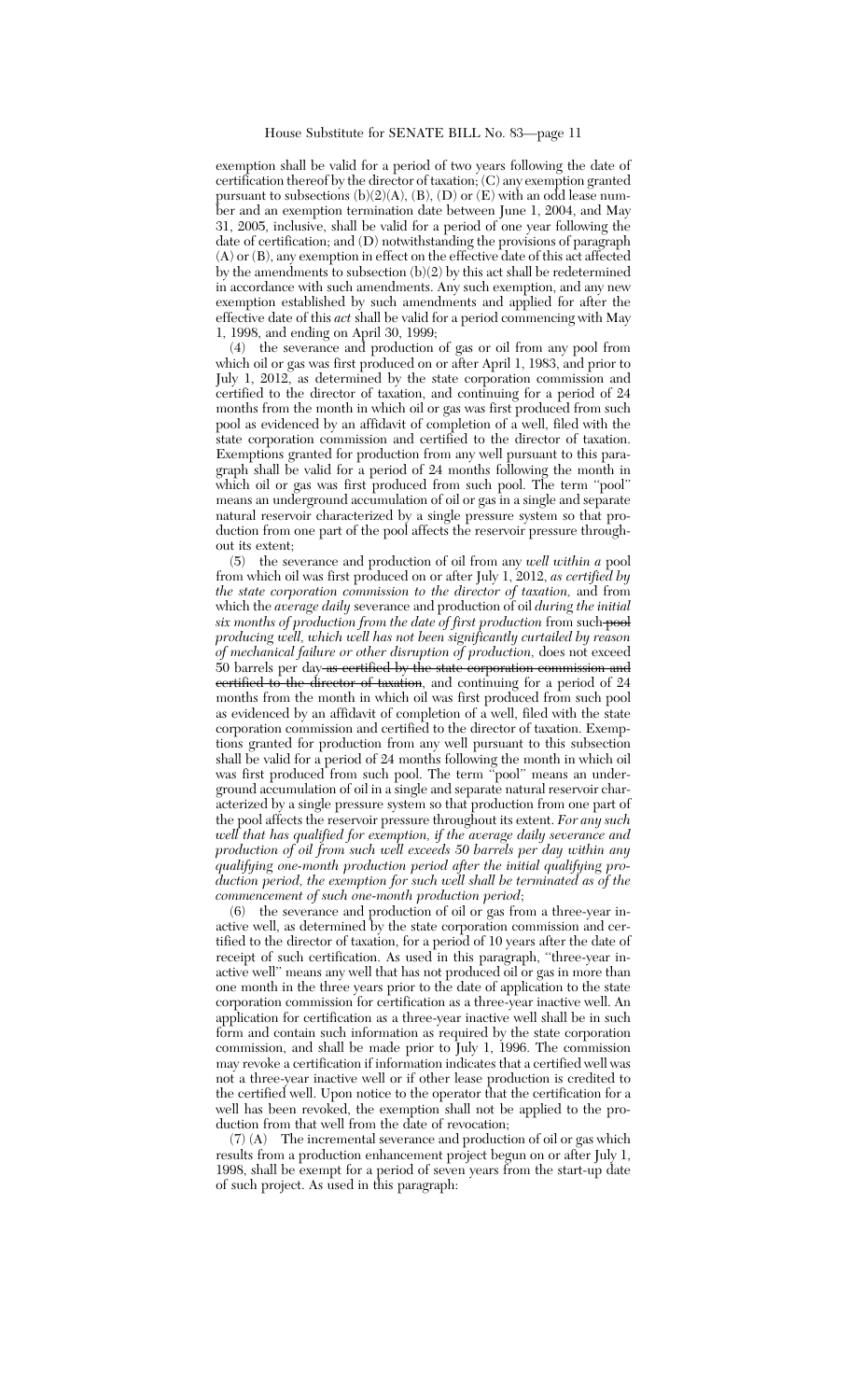exemption shall be valid for a period of two years following the date of certification thereof by the director of taxation; (C) any exemption granted pursuant to subsections (b)(2)(A), (B), (D) or (E) with an odd lease number and an exemption termination date between June 1, 2004, and May 31, 2005, inclusive, shall be valid for a period of one year following the date of certification; and (D) notwithstanding the provisions of paragraph (A) or (B), any exemption in effect on the effective date of this act affected by the amendments to subsection (b)(2) by this act shall be redetermined in accordance with such amendments. Any such exemption, and any new exemption established by such amendments and applied for after the effective date of this *act* shall be valid for a period commencing with May 1, 1998, and ending on April 30, 1999;

(4) the severance and production of gas or oil from any pool from which oil or gas was first produced on or after April 1, 1983, and prior to July 1, 2012, as determined by the state corporation commission and certified to the director of taxation, and continuing for a period of 24 months from the month in which oil or gas was first produced from such pool as evidenced by an affidavit of completion of a well, filed with the state corporation commission and certified to the director of taxation. Exemptions granted for production from any well pursuant to this paragraph shall be valid for a period of 24 months following the month in which oil or gas was first produced from such pool. The term "pool" means an underground accumulation of oil or gas in a single and separate natural reservoir characterized by a single pressure system so that production from one part of the pool affects the reservoir pressure throughout its extent;

(5) the severance and production of oil from any *well within a* pool from which oil was first produced on or after July 1, 2012, *as certified by the state corporation commission to the director of taxation,* and from which the *average daily* severance and production of oil *during the initial six months of production from the date of first production* from such ~~pool~~ *producing well, which well has not been significantly curtailed by reason of mechanical failure or other disruption of production,* does not exceed 50 barrels per day ~~as certified by the state corporation commission and certified to the director of taxation~~, and continuing for a period of 24 months from the month in which oil was first produced from such pool as evidenced by an affidavit of completion of a well, filed with the state corporation commission and certified to the director of taxation. Exemptions granted for production from any well pursuant to this subsection shall be valid for a period of 24 months following the month in which oil was first produced from such pool. The term "pool" means an underground accumulation of oil in a single and separate natural reservoir characterized by a single pressure system so that production from one part of the pool affects the reservoir pressure throughout its extent. *For any such well that has qualified for exemption, if the average daily severance and production of oil from such well exceeds 50 barrels per day within any qualifying one-month production period after the initial qualifying production period, the exemption for such well shall be terminated as of the commencement of such one-month production period*;

(6) the severance and production of oil or gas from a three-year inactive well, as determined by the state corporation commission and certified to the director of taxation, for a period of 10 years after the date of receipt of such certification. As used in this paragraph, "three-year inactive well" means any well that has not produced oil or gas in more than one month in the three years prior to the date of application to the state corporation commission for certification as a three-year inactive well. An application for certification as a three-year inactive well shall be in such form and contain such information as required by the state corporation commission, and shall be made prior to July 1, 1996. The commission may revoke a certification if information indicates that a certified well was not a three-year inactive well or if other lease production is credited to the certified well. Upon notice to the operator that the certification for a well has been revoked, the exemption shall not be applied to the production from that well from the date of revocation;

(7) (A) The incremental severance and production of oil or gas which results from a production enhancement project begun on or after July 1, 1998, shall be exempt for a period of seven years from the start-up date of such project. As used in this paragraph: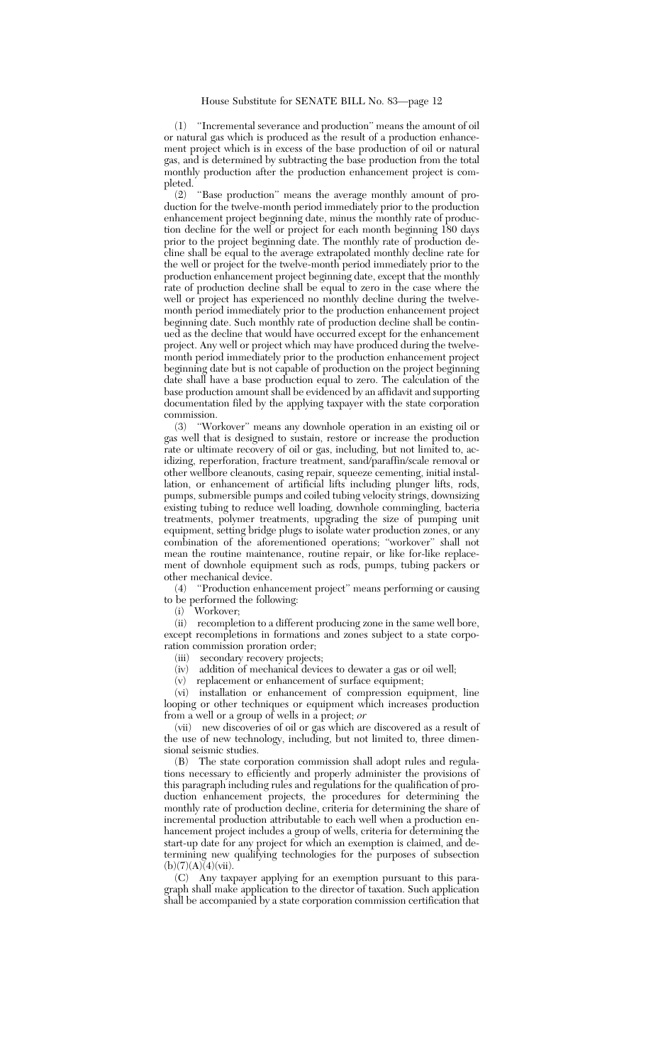(1) "Incremental severance and production" means the amount of oil or natural gas which is produced as the result of a production enhancement project which is in excess of the base production of oil or natural gas, and is determined by subtracting the base production from the total monthly production after the production enhancement project is completed.

(2) "Base production" means the average monthly amount of production for the twelve-month period immediately prior to the production enhancement project beginning date, minus the monthly rate of production decline for the well or project for each month beginning 180 days prior to the project beginning date. The monthly rate of production decline shall be equal to the average extrapolated monthly decline rate for the well or project for the twelve-month period immediately prior to the production enhancement project beginning date, except that the monthly rate of production decline shall be equal to zero in the case where the well or project has experienced no monthly decline during the twelve-month period immediately prior to the production enhancement project beginning date. Such monthly rate of production decline shall be continued as the decline that would have occurred except for the enhancement project. Any well or project which may have produced during the twelve-month period immediately prior to the production enhancement project beginning date but is not capable of production on the project beginning date shall have a base production equal to zero. The calculation of the base production amount shall be evidenced by an affidavit and supporting documentation filed by the applying taxpayer with the state corporation commission.

(3) "Workover" means any downhole operation in an existing oil or gas well that is designed to sustain, restore or increase the production rate or ultimate recovery of oil or gas, including, but not limited to, acidizing, reperforation, fracture treatment, sand/paraffin/scale removal or other wellbore cleanouts, casing repair, squeeze cementing, initial installation, or enhancement of artificial lifts including plunger lifts, rods, pumps, submersible pumps and coiled tubing velocity strings, downsizing existing tubing to reduce well loading, downhole commingling, bacteria treatments, polymer treatments, upgrading the size of pumping unit equipment, setting bridge plugs to isolate water production zones, or any combination of the aforementioned operations; "workover" shall not mean the routine maintenance, routine repair, or like for-like replacement of downhole equipment such as rods, pumps, tubing packers or other mechanical device.

(4) "Production enhancement project" means performing or causing to be performed the following:

(i) Workover;

(ii) recompletion to a different producing zone in the same well bore, except recompletions in formations and zones subject to a state corporation commission proration order;

(iii) secondary recovery projects;

(iv) addition of mechanical devices to dewater a gas or oil well;

(v) replacement or enhancement of surface equipment;

(vi) installation or enhancement of compression equipment, line looping or other techniques or equipment which increases production from a well or a group of wells in a project; *or*

(vii) new discoveries of oil or gas which are discovered as a result of the use of new technology, including, but not limited to, three dimensional seismic studies.

(B) The state corporation commission shall adopt rules and regulations necessary to efficiently and properly administer the provisions of this paragraph including rules and regulations for the qualification of production enhancement projects, the procedures for determining the monthly rate of production decline, criteria for determining the share of incremental production attributable to each well when a production enhancement project includes a group of wells, criteria for determining the start-up date for any project for which an exemption is claimed, and determining new qualifying technologies for the purposes of subsection (b)(7)(A)(4)(vii).

(C) Any taxpayer applying for an exemption pursuant to this paragraph shall make application to the director of taxation. Such application shall be accompanied by a state corporation commission certification that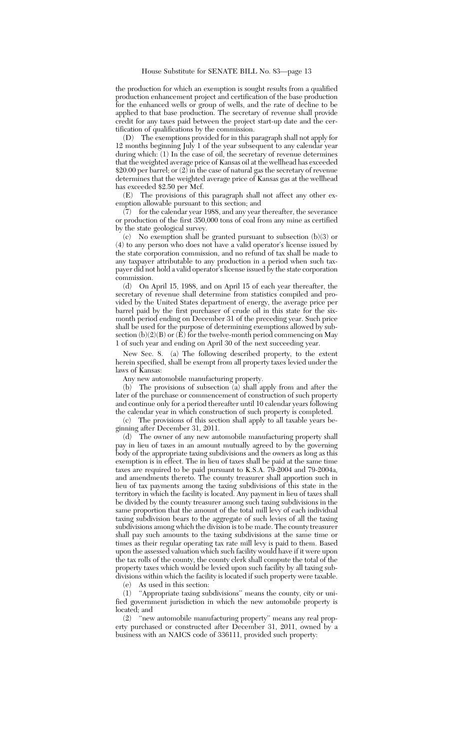the production for which an exemption is sought results from a qualified production enhancement project and certification of the base production for the enhanced wells or group of wells, and the rate of decline to be applied to that base production. The secretary of revenue shall provide credit for any taxes paid between the project start-up date and the certification of qualifications by the commission.

(D) The exemptions provided for in this paragraph shall not apply for 12 months beginning July 1 of the year subsequent to any calendar year during which: (1) In the case of oil, the secretary of revenue determines that the weighted average price of Kansas oil at the wellhead has exceeded $20.00 per barrel; or (2) in the case of natural gas the secretary of revenue determines that the weighted average price of Kansas gas at the wellhead has exceeded $2.50 per Mcf.

(E) The provisions of this paragraph shall not affect any other exemption allowable pursuant to this section; and

(7) for the calendar year 1988, and any year thereafter, the severance or production of the first 350,000 tons of coal from any mine as certified by the state geological survey.

(c) No exemption shall be granted pursuant to subsection (b)(3) or (4) to any person who does not have a valid operator's license issued by the state corporation commission, and no refund of tax shall be made to any taxpayer attributable to any production in a period when such taxpayer did not hold a valid operator's license issued by the state corporation commission.

(d) On April 15, 1988, and on April 15 of each year thereafter, the secretary of revenue shall determine from statistics compiled and provided by the United States department of energy, the average price per barrel paid by the first purchaser of crude oil in this state for the six-month period ending on December 31 of the preceding year. Such price shall be used for the purpose of determining exemptions allowed by subsection (b)(2)(B) or (E) for the twelve-month period commencing on May 1 of such year and ending on April 30 of the next succeeding year.

New Sec. 8. (a) The following described property, to the extent herein specified, shall be exempt from all property taxes levied under the laws of Kansas:

Any new automobile manufacturing property.

(b) The provisions of subsection (a) shall apply from and after the later of the purchase or commencement of construction of such property and continue only for a period thereafter until 10 calendar years following the calendar year in which construction of such property is completed.

(c) The provisions of this section shall apply to all taxable years beginning after December 31, 2011.

(d) The owner of any new automobile manufacturing property shall pay in lieu of taxes in an amount mutually agreed to by the governing body of the appropriate taxing subdivisions and the owners as long as this exemption is in effect. The in lieu of taxes shall be paid at the same time taxes are required to be paid pursuant to K.S.A. 79-2004 and 79-2004a, and amendments thereto. The county treasurer shall apportion such in lieu of tax payments among the taxing subdivisions of this state in the territory in which the facility is located. Any payment in lieu of taxes shall be divided by the county treasurer among such taxing subdivisions in the same proportion that the amount of the total mill levy of each individual taxing subdivision bears to the aggregate of such levies of all the taxing subdivisions among which the division is to be made. The county treasurer shall pay such amounts to the taxing subdivisions at the same time or times as their regular operating tax rate mill levy is paid to them. Based upon the assessed valuation which such facility would have if it were upon the tax rolls of the county, the county clerk shall compute the total of the property taxes which would be levied upon such facility by all taxing subdivisions within which the facility is located if such property were taxable.

(e) As used in this section:

(1) "Appropriate taxing subdivisions" means the county, city or unified government jurisdiction in which the new automobile property is located; and

(2) "new automobile manufacturing property" means any real property purchased or constructed after December 31, 2011, owned by a business with an NAICS code of 336111, provided such property: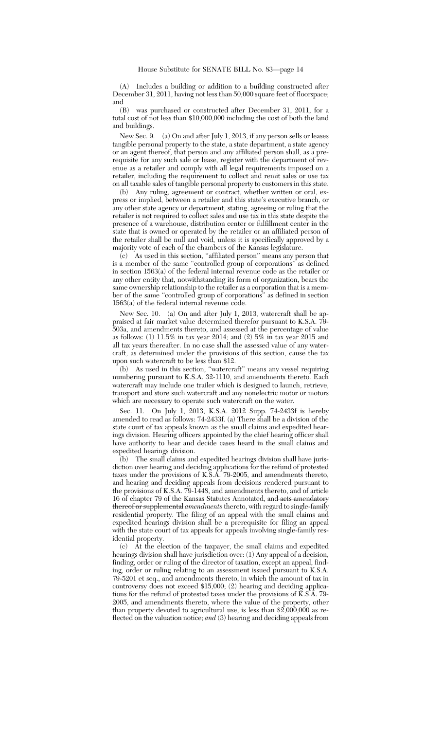(A) Includes a building or addition to a building constructed after December 31, 2011, having not less than 50,000 square feet of floorspace; and

(B) was purchased or constructed after December 31, 2011, for a total cost of not less than $10,000,000 including the cost of both the land and buildings.

New Sec. 9. (a) On and after July 1, 2013, if any person sells or leases tangible personal property to the state, a state department, a state agency or an agent thereof, that person and any affiliated person shall, as a prerequisite for any such sale or lease, register with the department of revenue as a retailer and comply with all legal requirements imposed on a retailer, including the requirement to collect and remit sales or use tax on all taxable sales of tangible personal property to customers in this state.

(b) Any ruling, agreement or contract, whether written or oral, express or implied, between a retailer and this state's executive branch, or any other state agency or department, stating, agreeing or ruling that the retailer is not required to collect sales and use tax in this state despite the presence of a warehouse, distribution center or fulfillment center in the state that is owned or operated by the retailer or an affiliated person of the retailer shall be null and void, unless it is specifically approved by a majority vote of each of the chambers of the Kansas legislature.

(c) As used in this section, "affiliated person" means any person that is a member of the same "controlled group of corporations" as defined in section 1563(a) of the federal internal revenue code as the retailer or any other entity that, notwithstanding its form of organization, bears the same ownership relationship to the retailer as a corporation that is a member of the same "controlled group of corporations" as defined in section 1563(a) of the federal internal revenue code.

New Sec. 10. (a) On and after July 1, 2013, watercraft shall be appraised at fair market value determined therefor pursuant to K.S.A. 79-503a, and amendments thereto, and assessed at the percentage of value as follows: (1) 11.5% in tax year 2014; and (2) 5% in tax year 2015 and all tax years thereafter. In no case shall the assessed value of any watercraft, as determined under the provisions of this section, cause the tax upon such watercraft to be less than $12.

(b) As used in this section, "watercraft" means any vessel requiring numbering pursuant to K.S.A. 32-1110, and amendments thereto. Each watercraft may include one trailer which is designed to launch, retrieve, transport and store such watercraft and any nonelectric motor or motors which are necessary to operate such watercraft on the water.

Sec. 11. On July 1, 2013, K.S.A. 2012 Supp. 74-2433f is hereby amended to read as follows: 74-2433f. (a) There shall be a division of the state court of tax appeals known as the small claims and expedited hearings division. Hearing officers appointed by the chief hearing officer shall have authority to hear and decide cases heard in the small claims and expedited hearings division.

(b) The small claims and expedited hearings division shall have jurisdiction over hearing and deciding applications for the refund of protested taxes under the provisions of K.S.A. 79-2005, and amendments thereto, and hearing and deciding appeals from decisions rendered pursuant to the provisions of K.S.A. 79-1448, and amendments thereto, and of article 16 of chapter 79 of the Kansas Statutes Annotated, and ~~acts amendatory thereof or supplemental~~ *amendments* thereto, with regard to single-family residential property. The filing of an appeal with the small claims and expedited hearings division shall be a prerequisite for filing an appeal with the state court of tax appeals for appeals involving single-family residential property.

(c) At the election of the taxpayer, the small claims and expedited hearings division shall have jurisdiction over: (1) Any appeal of a decision, finding, order or ruling of the director of taxation, except an appeal, finding, order or ruling relating to an assessment issued pursuant to K.S.A. 79-5201 et seq., and amendments thereto, in which the amount of tax in controversy does not exceed $15,000; (2) hearing and deciding applications for the refund of protested taxes under the provisions of K.S.A. 79-2005, and amendments thereto, where the value of the property, other than property devoted to agricultural use, is less than $2,000,000 as reflected on the valuation notice; *and* (3) hearing and deciding appeals from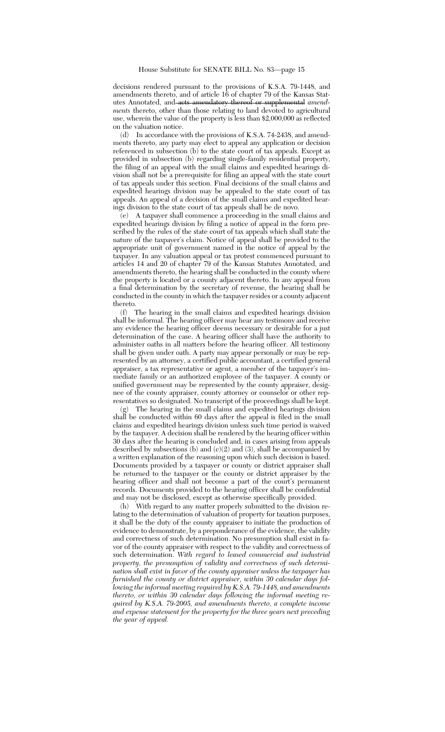decisions rendered pursuant to the provisions of K.S.A. 79-1448, and amendments thereto, and of article 16 of chapter 79 of the Kansas Statutes Annotated, and ~~acts amendatory thereof or supplemental~~ *amendments* thereto, other than those relating to land devoted to agricultural use, wherein the value of the property is less than $2,000,000 as reflected on the valuation notice.

(d) In accordance with the provisions of K.S.A. 74-2438, and amendments thereto, any party may elect to appeal any application or decision referenced in subsection (b) to the state court of tax appeals. Except as provided in subsection (b) regarding single-family residential property, the filing of an appeal with the small claims and expedited hearings division shall not be a prerequisite for filing an appeal with the state court of tax appeals under this section. Final decisions of the small claims and expedited hearings division may be appealed to the state court of tax appeals. An appeal of a decision of the small claims and expedited hearings division to the state court of tax appeals shall be de novo.

(e) A taxpayer shall commence a proceeding in the small claims and expedited hearings division by filing a notice of appeal in the form prescribed by the rules of the state court of tax appeals which shall state the nature of the taxpayer's claim. Notice of appeal shall be provided to the appropriate unit of government named in the notice of appeal by the taxpayer. In any valuation appeal or tax protest commenced pursuant to articles 14 and 20 of chapter 79 of the Kansas Statutes Annotated, and amendments thereto, the hearing shall be conducted in the county where the property is located or a county adjacent thereto. In any appeal from a final determination by the secretary of revenue, the hearing shall be conducted in the county in which the taxpayer resides or a county adjacent thereto.

(f) The hearing in the small claims and expedited hearings division shall be informal. The hearing officer may hear any testimony and receive any evidence the hearing officer deems necessary or desirable for a just determination of the case. A hearing officer shall have the authority to administer oaths in all matters before the hearing officer. All testimony shall be given under oath. A party may appear personally or may be represented by an attorney, a certified public accountant, a certified general appraiser, a tax representative or agent, a member of the taxpayer's immediate family or an authorized employee of the taxpayer. A county or unified government may be represented by the county appraiser, designee of the county appraiser, county attorney or counselor or other representatives so designated. No transcript of the proceedings shall be kept.

(g) The hearing in the small claims and expedited hearings division shall be conducted within 60 days after the appeal is filed in the small claims and expedited hearings division unless such time period is waived by the taxpayer. A decision shall be rendered by the hearing officer within 30 days after the hearing is concluded and, in cases arising from appeals described by subsections (b) and (c)(2) and (3), shall be accompanied by a written explanation of the reasoning upon which such decision is based. Documents provided by a taxpayer or county or district appraiser shall be returned to the taxpayer or the county or district appraiser by the hearing officer and shall not become a part of the court's permanent records. Documents provided to the hearing officer shall be confidential and may not be disclosed, except as otherwise specifically provided.

(h) With regard to any matter properly submitted to the division relating to the determination of valuation of property for taxation purposes, it shall be the duty of the county appraiser to initiate the production of evidence to demonstrate, by a preponderance of the evidence, the validity and correctness of such determination. No presumption shall exist in favor of the county appraiser with respect to the validity and correctness of such determination. *With regard to leased commercial and industrial property, the presumption of validity and correctness of such determination shall exist in favor of the county appraiser unless the taxpayer has furnished the county or district appraiser, within 30 calendar days following the informal meeting required by K.S.A. 79-1448, and amendments thereto, or within 30 calendar days following the informal meeting required by K.S.A. 79-2005, and amendments thereto, a complete income and expense statement for the property for the three years next preceding the year of appeal.*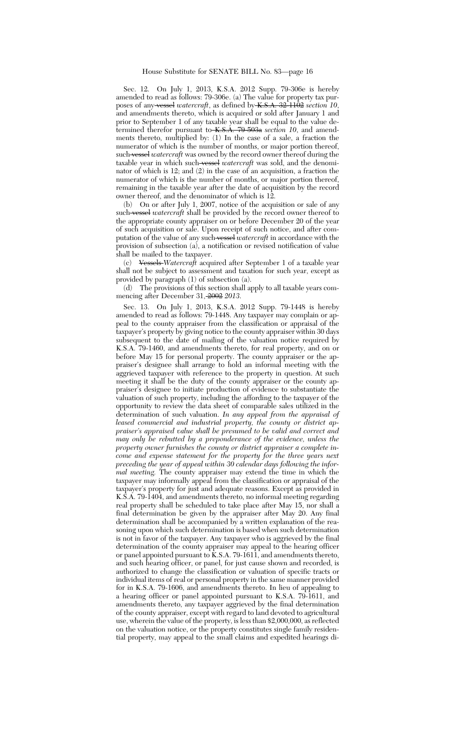Sec. 12. On July 1, 2013, K.S.A. 2012 Supp. 79-306e is hereby amended to read as follows: 79-306e. (a) The value for property tax purposes of any ~~vessel~~ *watercraft*, as defined by ~~K.S.A. 32-1102~~ *section 10*, and amendments thereto, which is acquired or sold after January 1 and prior to September 1 of any taxable year shall be equal to the value determined therefor pursuant to ~~K.S.A. 79-503a~~ *section 10*, and amendments thereto, multiplied by: (1) In the case of a sale, a fraction the numerator of which is the number of months, or major portion thereof, such ~~vessel~~ *watercraft* was owned by the record owner thereof during the taxable year in which such ~~vessel~~ *watercraft* was sold, and the denominator of which is 12; and (2) in the case of an acquisition, a fraction the numerator of which is the number of months, or major portion thereof, remaining in the taxable year after the date of acquisition by the record owner thereof, and the denominator of which is 12.

(b) On or after July 1, 2007, notice of the acquisition or sale of any such ~~vessel~~ *watercraft* shall be provided by the record owner thereof to the appropriate county appraiser on or before December 20 of the year of such acquisition or sale. Upon receipt of such notice, and after computation of the value of any such ~~vessel~~ *watercraft* in accordance with the provision of subsection (a), a notification or revised notification of value shall be mailed to the taxpayer.

(c) ~~Vessels~~ *Watercraft* acquired after September 1 of a taxable year shall not be subject to assessment and taxation for such year, except as provided by paragraph (1) of subsection (a).

(d) The provisions of this section shall apply to all taxable years commencing after December 31, ~~2002~~ *2013*.

Sec. 13. On July 1, 2013, K.S.A. 2012 Supp. 79-1448 is hereby amended to read as follows: 79-1448. Any taxpayer may complain or appeal to the county appraiser from the classification or appraisal of the taxpayer's property by giving notice to the county appraiser within 30 days subsequent to the date of mailing of the valuation notice required by K.S.A. 79-1460, and amendments thereto, for real property, and on or before May 15 for personal property. The county appraiser or the appraiser's designee shall arrange to hold an informal meeting with the aggrieved taxpayer with reference to the property in question. At such meeting it shall be the duty of the county appraiser or the county appraiser's designee to initiate production of evidence to substantiate the valuation of such property, including the affording to the taxpayer of the opportunity to review the data sheet of comparable sales utilized in the determination of such valuation. *In any appeal from the appraisal of leased commercial and industrial property, the county or district appraiser's appraised value shall be presumed to be valid and correct and may only be rebutted by a preponderance of the evidence, unless the property owner furnishes the county or district appraiser a complete income and expense statement for the property for the three years next preceding the year of appeal within 30 calendar days following the informal meeting.* The county appraiser may extend the time in which the taxpayer may informally appeal from the classification or appraisal of the taxpayer's property for just and adequate reasons. Except as provided in K.S.A. 79-1404, and amendments thereto, no informal meeting regarding real property shall be scheduled to take place after May 15, nor shall a final determination be given by the appraiser after May 20. Any final determination shall be accompanied by a written explanation of the reasoning upon which such determination is based when such determination is not in favor of the taxpayer. Any taxpayer who is aggrieved by the final determination of the county appraiser may appeal to the hearing officer or panel appointed pursuant to K.S.A. 79-1611, and amendments thereto, and such hearing officer, or panel, for just cause shown and recorded, is authorized to change the classification or valuation of specific tracts or individual items of real or personal property in the same manner provided for in K.S.A. 79-1606, and amendments thereto. In lieu of appealing to a hearing officer or panel appointed pursuant to K.S.A. 79-1611, and amendments thereto, any taxpayer aggrieved by the final determination of the county appraiser, except with regard to land devoted to agricultural use, wherein the value of the property, is less than $2,000,000, as reflected on the valuation notice, or the property constitutes single family residential property, may appeal to the small claims and expedited hearings di-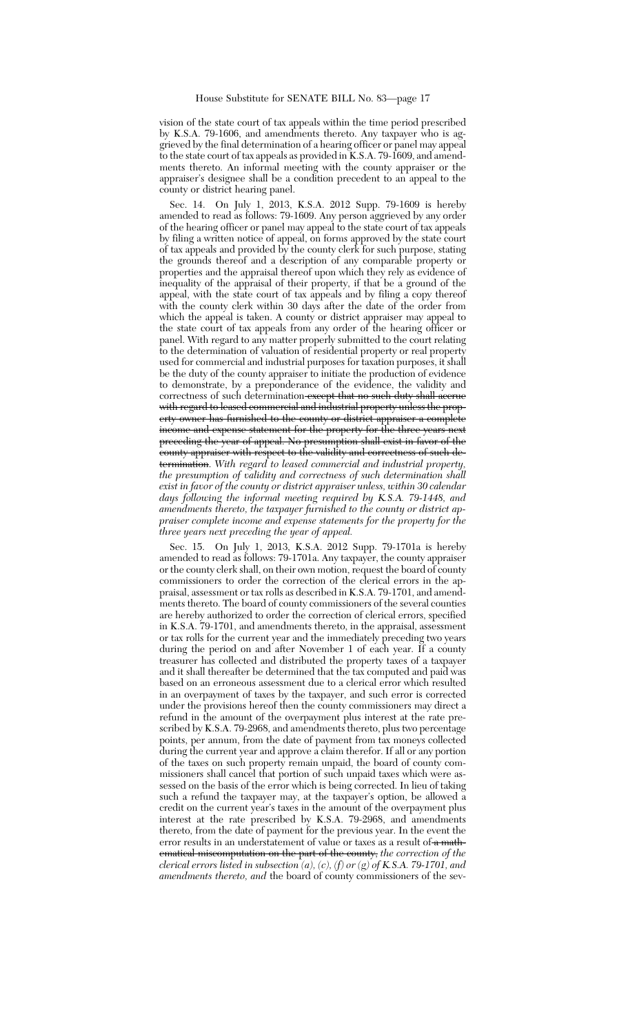vision of the state court of tax appeals within the time period prescribed by K.S.A. 79-1606, and amendments thereto. Any taxpayer who is aggrieved by the final determination of a hearing officer or panel may appeal to the state court of tax appeals as provided in K.S.A. 79-1609, and amendments thereto. An informal meeting with the county appraiser or the appraiser's designee shall be a condition precedent to an appeal to the county or district hearing panel.

Sec. 14. On July 1, 2013, K.S.A. 2012 Supp. 79-1609 is hereby amended to read as follows: 79-1609. Any person aggrieved by any order of the hearing officer or panel may appeal to the state court of tax appeals by filing a written notice of appeal, on forms approved by the state court of tax appeals and provided by the county clerk for such purpose, stating the grounds thereof and a description of any comparable property or properties and the appraisal thereof upon which they rely as evidence of inequality of the appraisal of their property, if that be a ground of the appeal, with the state court of tax appeals and by filing a copy thereof with the county clerk within 30 days after the date of the order from which the appeal is taken. A county or district appraiser may appeal to the state court of tax appeals from any order of the hearing officer or panel. With regard to any matter properly submitted to the court relating to the determination of valuation of residential property or real property used for commercial and industrial purposes for taxation purposes, it shall be the duty of the county appraiser to initiate the production of evidence to demonstrate, by a preponderance of the evidence, the validity and correctness of such determination~~ except that no such duty shall accrue with regard to leased commercial and industrial property unless the property owner has furnished to the county or district appraiser a complete income and expense statement for the property for the three years next preceding the year of appeal. No presumption shall exist in favor of the county appraiser with respect to the validity and correctness of such determination~~. *With regard to leased commercial and industrial property, the presumption of validity and correctness of such determination shall exist in favor of the county or district appraiser unless, within 30 calendar days following the informal meeting required by K.S.A. 79-1448, and amendments thereto, the taxpayer furnished to the county or district appraiser complete income and expense statements for the property for the three years next preceding the year of appeal.*

Sec. 15. On July 1, 2013, K.S.A. 2012 Supp. 79-1701a is hereby amended to read as follows: 79-1701a. Any taxpayer, the county appraiser or the county clerk shall, on their own motion, request the board of county commissioners to order the correction of the clerical errors in the appraisal, assessment or tax rolls as described in K.S.A. 79-1701, and amendments thereto. The board of county commissioners of the several counties are hereby authorized to order the correction of clerical errors, specified in K.S.A. 79-1701, and amendments thereto, in the appraisal, assessment or tax rolls for the current year and the immediately preceding two years during the period on and after November 1 of each year. If a county treasurer has collected and distributed the property taxes of a taxpayer and it shall thereafter be determined that the tax computed and paid was based on an erroneous assessment due to a clerical error which resulted in an overpayment of taxes by the taxpayer, and such error is corrected under the provisions hereof then the county commissioners may direct a refund in the amount of the overpayment plus interest at the rate prescribed by K.S.A. 79-2968, and amendments thereto, plus two percentage points, per annum, from the date of payment from tax moneys collected during the current year and approve a claim therefor. If all or any portion of the taxes on such property remain unpaid, the board of county commissioners shall cancel that portion of such unpaid taxes which were assessed on the basis of the error which is being corrected. In lieu of taking such a refund the taxpayer may, at the taxpayer's option, be allowed a credit on the current year's taxes in the amount of the overpayment plus interest at the rate prescribed by K.S.A. 79-2968, and amendments thereto, from the date of payment for the previous year. In the event the error results in an understatement of value or taxes as a result of ~~a mathematical miscomputation on the part of the county,~~ *the correction of the clerical errors listed in subsection (a), (c), (f) or (g) of K.S.A. 79-1701, and amendments thereto, and* the board of county commissioners of the sev-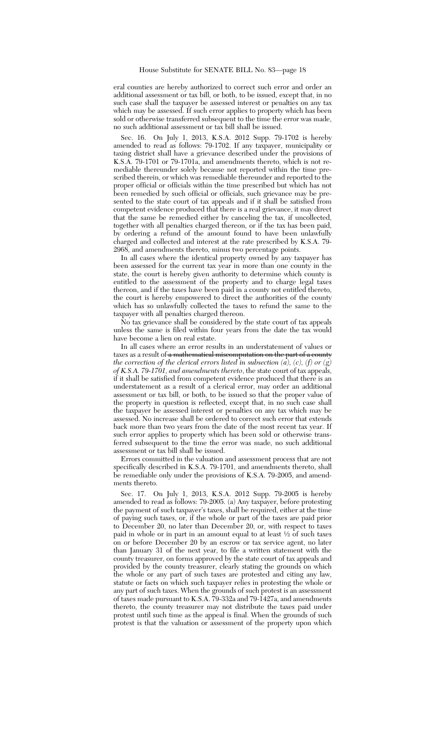eral counties are hereby authorized to correct such error and order an additional assessment or tax bill, or both, to be issued, except that, in no such case shall the taxpayer be assessed interest or penalties on any tax which may be assessed. If such error applies to property which has been sold or otherwise transferred subsequent to the time the error was made, no such additional assessment or tax bill shall be issued.

Sec. 16. On July 1, 2013, K.S.A. 2012 Supp. 79-1702 is hereby amended to read as follows: 79-1702. If any taxpayer, municipality or taxing district shall have a grievance described under the provisions of K.S.A. 79-1701 or 79-1701a, and amendments thereto, which is not remediable thereunder solely because not reported within the time prescribed therein, or which was remediable thereunder and reported to the proper official or officials within the time prescribed but which has not been remedied by such official or officials, such grievance may be presented to the state court of tax appeals and if it shall be satisfied from competent evidence produced that there is a real grievance, it may direct that the same be remedied either by canceling the tax, if uncollected, together with all penalties charged thereon, or if the tax has been paid, by ordering a refund of the amount found to have been unlawfully charged and collected and interest at the rate prescribed by K.S.A. 79-2968, and amendments thereto, minus two percentage points.

In all cases where the identical property owned by any taxpayer has been assessed for the current tax year in more than one county in the state, the court is hereby given authority to determine which county is entitled to the assessment of the property and to charge legal taxes thereon, and if the taxes have been paid in a county not entitled thereto, the court is hereby empowered to direct the authorities of the county which has so unlawfully collected the taxes to refund the same to the taxpayer with all penalties charged thereon.

No tax grievance shall be considered by the state court of tax appeals unless the same is filed within four years from the date the tax would have become a lien on real estate.

In all cases where an error results in an understatement of values or taxes as a result of ~~a mathematical miscomputation on the part of a county~~ *the correction of the clerical errors listed in subsection (a), (c), (f) or (g) of K.S.A. 79-1701, and amendments thereto*, the state court of tax appeals, if it shall be satisfied from competent evidence produced that there is an understatement as a result of a clerical error, may order an additional assessment or tax bill, or both, to be issued so that the proper value of the property in question is reflected, except that, in no such case shall the taxpayer be assessed interest or penalties on any tax which may be assessed. No increase shall be ordered to correct such error that extends back more than two years from the date of the most recent tax year. If such error applies to property which has been sold or otherwise transferred subsequent to the time the error was made, no such additional assessment or tax bill shall be issued.

Errors committed in the valuation and assessment process that are not specifically described in K.S.A. 79-1701, and amendments thereto, shall be remediable only under the provisions of K.S.A. 79-2005, and amendments thereto.

Sec. 17. On July 1, 2013, K.S.A. 2012 Supp. 79-2005 is hereby amended to read as follows: 79-2005. (a) Any taxpayer, before protesting the payment of such taxpayer's taxes, shall be required, either at the time of paying such taxes, or, if the whole or part of the taxes are paid prior to December 20, no later than December 20, or, with respect to taxes paid in whole or in part in an amount equal to at least ½ of such taxes on or before December 20 by an escrow or tax service agent, no later than January 31 of the next year, to file a written statement with the county treasurer, on forms approved by the state court of tax appeals and provided by the county treasurer, clearly stating the grounds on which the whole or any part of such taxes are protested and citing any law, statute or facts on which such taxpayer relies in protesting the whole or any part of such taxes. When the grounds of such protest is an assessment of taxes made pursuant to K.S.A. 79-332a and 79-1427a, and amendments thereto, the county treasurer may not distribute the taxes paid under protest until such time as the appeal is final. When the grounds of such protest is that the valuation or assessment of the property upon which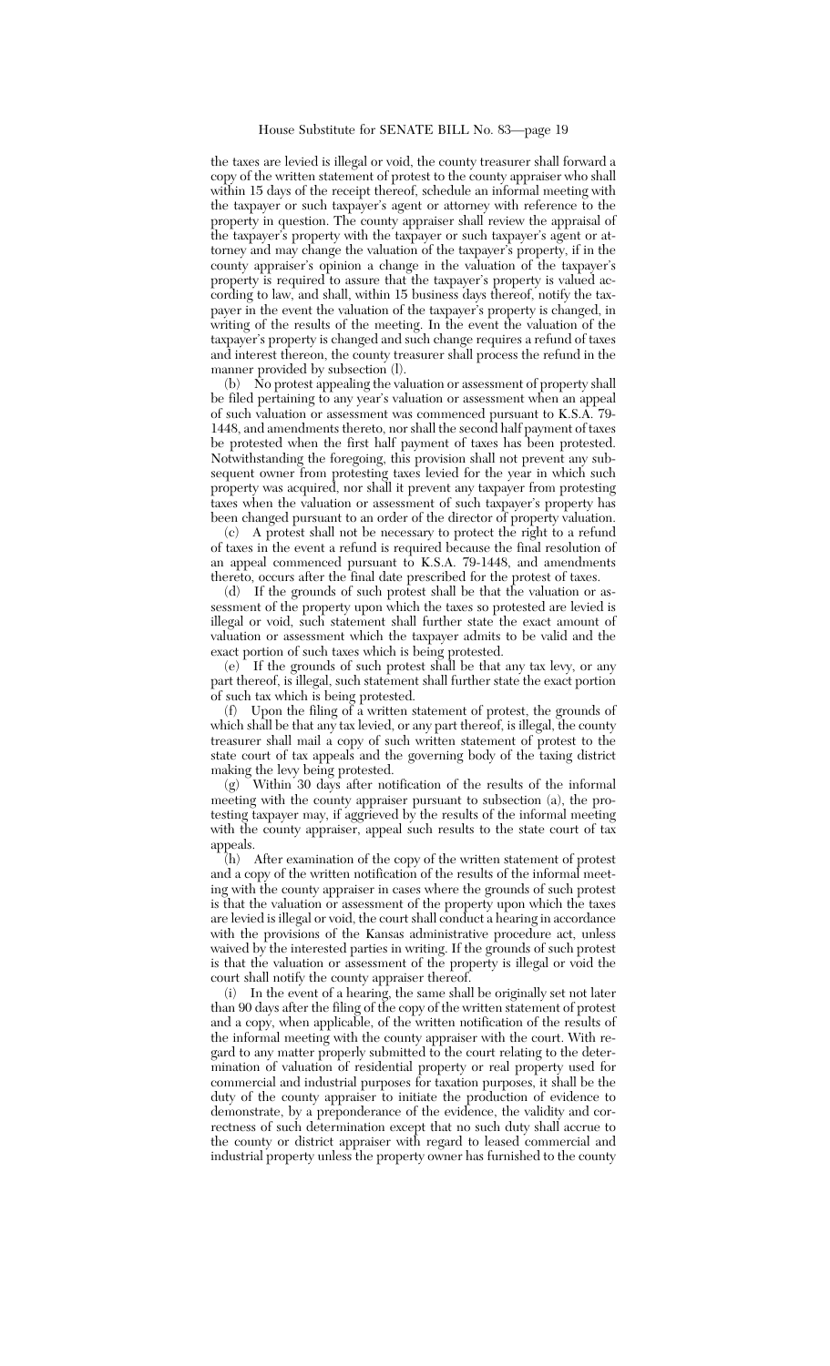the taxes are levied is illegal or void, the county treasurer shall forward a copy of the written statement of protest to the county appraiser who shall within 15 days of the receipt thereof, schedule an informal meeting with the taxpayer or such taxpayer's agent or attorney with reference to the property in question. The county appraiser shall review the appraisal of the taxpayer's property with the taxpayer or such taxpayer's agent or attorney and may change the valuation of the taxpayer's property, if in the county appraiser's opinion a change in the valuation of the taxpayer's property is required to assure that the taxpayer's property is valued according to law, and shall, within 15 business days thereof, notify the taxpayer in the event the valuation of the taxpayer's property is changed, in writing of the results of the meeting. In the event the valuation of the taxpayer's property is changed and such change requires a refund of taxes and interest thereon, the county treasurer shall process the refund in the manner provided by subsection (l).

(b) No protest appealing the valuation or assessment of property shall be filed pertaining to any year's valuation or assessment when an appeal of such valuation or assessment was commenced pursuant to K.S.A. 79-1448, and amendments thereto, nor shall the second half payment of taxes be protested when the first half payment of taxes has been protested. Notwithstanding the foregoing, this provision shall not prevent any subsequent owner from protesting taxes levied for the year in which such property was acquired, nor shall it prevent any taxpayer from protesting taxes when the valuation or assessment of such taxpayer's property has been changed pursuant to an order of the director of property valuation.

(c) A protest shall not be necessary to protect the right to a refund of taxes in the event a refund is required because the final resolution of an appeal commenced pursuant to K.S.A. 79-1448, and amendments thereto, occurs after the final date prescribed for the protest of taxes.

(d) If the grounds of such protest shall be that the valuation or assessment of the property upon which the taxes so protested are levied is illegal or void, such statement shall further state the exact amount of valuation or assessment which the taxpayer admits to be valid and the exact portion of such taxes which is being protested.

(e) If the grounds of such protest shall be that any tax levy, or any part thereof, is illegal, such statement shall further state the exact portion of such tax which is being protested.

(f) Upon the filing of a written statement of protest, the grounds of which shall be that any tax levied, or any part thereof, is illegal, the county treasurer shall mail a copy of such written statement of protest to the state court of tax appeals and the governing body of the taxing district making the levy being protested.

(g) Within 30 days after notification of the results of the informal meeting with the county appraiser pursuant to subsection (a), the protesting taxpayer may, if aggrieved by the results of the informal meeting with the county appraiser, appeal such results to the state court of tax appeals.

(h) After examination of the copy of the written statement of protest and a copy of the written notification of the results of the informal meeting with the county appraiser in cases where the grounds of such protest is that the valuation or assessment of the property upon which the taxes are levied is illegal or void, the court shall conduct a hearing in accordance with the provisions of the Kansas administrative procedure act, unless waived by the interested parties in writing. If the grounds of such protest is that the valuation or assessment of the property is illegal or void the court shall notify the county appraiser thereof.

(i) In the event of a hearing, the same shall be originally set not later than 90 days after the filing of the copy of the written statement of protest and a copy, when applicable, of the written notification of the results of the informal meeting with the county appraiser with the court. With regard to any matter properly submitted to the court relating to the determination of valuation of residential property or real property used for commercial and industrial purposes for taxation purposes, it shall be the duty of the county appraiser to initiate the production of evidence to demonstrate, by a preponderance of the evidence, the validity and correctness of such determination except that no such duty shall accrue to the county or district appraiser with regard to leased commercial and industrial property unless the property owner has furnished to the county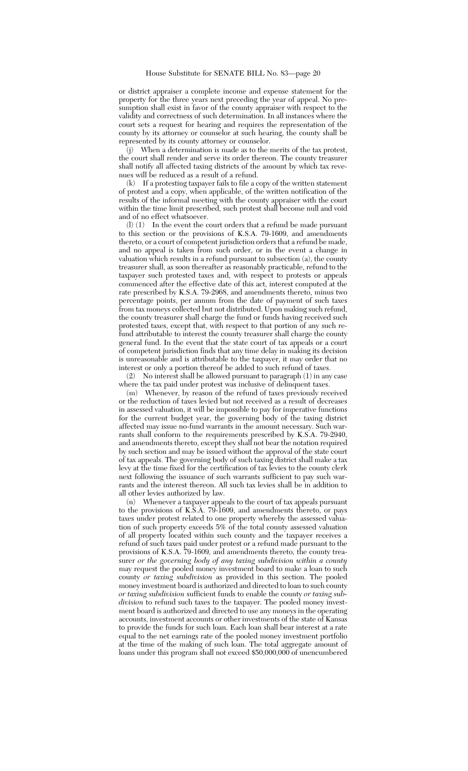or district appraiser a complete income and expense statement for the property for the three years next preceding the year of appeal. No presumption shall exist in favor of the county appraiser with respect to the validity and correctness of such determination. In all instances where the court sets a request for hearing and requires the representation of the county by its attorney or counselor at such hearing, the county shall be represented by its county attorney or counselor.

(j) When a determination is made as to the merits of the tax protest, the court shall render and serve its order thereon. The county treasurer shall notify all affected taxing districts of the amount by which tax revenues will be reduced as a result of a refund.

(k) If a protesting taxpayer fails to file a copy of the written statement of protest and a copy, when applicable, of the written notification of the results of the informal meeting with the county appraiser with the court within the time limit prescribed, such protest shall become null and void and of no effect whatsoever.

(l) (1) In the event the court orders that a refund be made pursuant to this section or the provisions of K.S.A. 79-1609, and amendments thereto, or a court of competent jurisdiction orders that a refund be made, and no appeal is taken from such order, or in the event a change in valuation which results in a refund pursuant to subsection (a), the county treasurer shall, as soon thereafter as reasonably practicable, refund to the taxpayer such protested taxes and, with respect to protests or appeals commenced after the effective date of this act, interest computed at the rate prescribed by K.S.A. 79-2968, and amendments thereto, minus two percentage points, per annum from the date of payment of such taxes from tax moneys collected but not distributed. Upon making such refund, the county treasurer shall charge the fund or funds having received such protested taxes, except that, with respect to that portion of any such refund attributable to interest the county treasurer shall charge the county general fund. In the event that the state court of tax appeals or a court of competent jurisdiction finds that any time delay in making its decision is unreasonable and is attributable to the taxpayer, it may order that no interest or only a portion thereof be added to such refund of taxes.

(2) No interest shall be allowed pursuant to paragraph (1) in any case where the tax paid under protest was inclusive of delinquent taxes.

(m) Whenever, by reason of the refund of taxes previously received or the reduction of taxes levied but not received as a result of decreases in assessed valuation, it will be impossible to pay for imperative functions for the current budget year, the governing body of the taxing district affected may issue no-fund warrants in the amount necessary. Such warrants shall conform to the requirements prescribed by K.S.A. 79-2940, and amendments thereto, except they shall not bear the notation required by such section and may be issued without the approval of the state court of tax appeals. The governing body of such taxing district shall make a tax levy at the time fixed for the certification of tax levies to the county clerk next following the issuance of such warrants sufficient to pay such warrants and the interest thereon. All such tax levies shall be in addition to all other levies authorized by law.

(n) Whenever a taxpayer appeals to the court of tax appeals pursuant to the provisions of K.S.A. 79-1609, and amendments thereto, or pays taxes under protest related to one property whereby the assessed valuation of such property exceeds 5% of the total county assessed valuation of all property located within such county and the taxpayer receives a refund of such taxes paid under protest or a refund made pursuant to the provisions of K.S.A. 79-1609, and amendments thereto, the county treasurer *or the governing body of any taxing subdivision within a county* may request the pooled money investment board to make a loan to such county *or taxing subdivision* as provided in this section. The pooled money investment board is authorized and directed to loan to such county *or taxing subdivision* sufficient funds to enable the county *or taxing subdivision* to refund such taxes to the taxpayer. The pooled money investment board is authorized and directed to use any moneys in the operating accounts, investment accounts or other investments of the state of Kansas to provide the funds for such loan. Each loan shall bear interest at a rate equal to the net earnings rate of the pooled money investment portfolio at the time of the making of such loan. The total aggregate amount of loans under this program shall not exceed $50,000,000 of unencumbered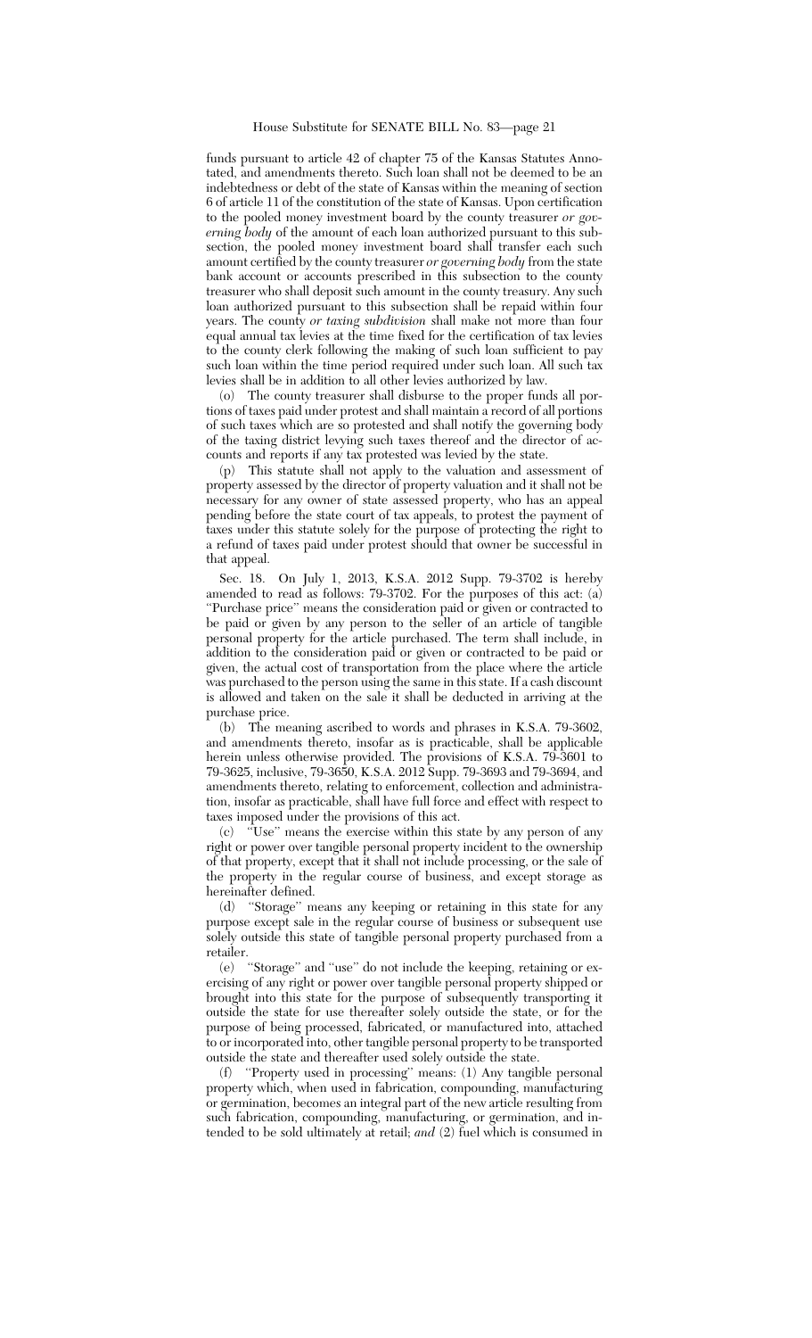funds pursuant to article 42 of chapter 75 of the Kansas Statutes Annotated, and amendments thereto. Such loan shall not be deemed to be an indebtedness or debt of the state of Kansas within the meaning of section 6 of article 11 of the constitution of the state of Kansas. Upon certification to the pooled money investment board by the county treasurer *or governing body* of the amount of each loan authorized pursuant to this subsection, the pooled money investment board shall transfer each such amount certified by the county treasurer *or governing body* from the state bank account or accounts prescribed in this subsection to the county treasurer who shall deposit such amount in the county treasury. Any such loan authorized pursuant to this subsection shall be repaid within four years. The county *or taxing subdivision* shall make not more than four equal annual tax levies at the time fixed for the certification of tax levies to the county clerk following the making of such loan sufficient to pay such loan within the time period required under such loan. All such tax levies shall be in addition to all other levies authorized by law.

(o) The county treasurer shall disburse to the proper funds all portions of taxes paid under protest and shall maintain a record of all portions of such taxes which are so protested and shall notify the governing body of the taxing district levying such taxes thereof and the director of accounts and reports if any tax protested was levied by the state.

(p) This statute shall not apply to the valuation and assessment of property assessed by the director of property valuation and it shall not be necessary for any owner of state assessed property, who has an appeal pending before the state court of tax appeals, to protest the payment of taxes under this statute solely for the purpose of protecting the right to a refund of taxes paid under protest should that owner be successful in that appeal.

Sec. 18. On July 1, 2013, K.S.A. 2012 Supp. 79-3702 is hereby amended to read as follows: 79-3702. For the purposes of this act: (a) "Purchase price" means the consideration paid or given or contracted to be paid or given by any person to the seller of an article of tangible personal property for the article purchased. The term shall include, in addition to the consideration paid or given or contracted to be paid or given, the actual cost of transportation from the place where the article was purchased to the person using the same in this state. If a cash discount is allowed and taken on the sale it shall be deducted in arriving at the purchase price.

(b) The meaning ascribed to words and phrases in K.S.A. 79-3602, and amendments thereto, insofar as is practicable, shall be applicable herein unless otherwise provided. The provisions of K.S.A. 79-3601 to 79-3625, inclusive, 79-3650, K.S.A. 2012 Supp. 79-3693 and 79-3694, and amendments thereto, relating to enforcement, collection and administration, insofar as practicable, shall have full force and effect with respect to taxes imposed under the provisions of this act.

(c) "Use" means the exercise within this state by any person of any right or power over tangible personal property incident to the ownership of that property, except that it shall not include processing, or the sale of the property in the regular course of business, and except storage as hereinafter defined.

(d) "Storage" means any keeping or retaining in this state for any purpose except sale in the regular course of business or subsequent use solely outside this state of tangible personal property purchased from a retailer.

(e) "Storage" and "use" do not include the keeping, retaining or exercising of any right or power over tangible personal property shipped or brought into this state for the purpose of subsequently transporting it outside the state for use thereafter solely outside the state, or for the purpose of being processed, fabricated, or manufactured into, attached to or incorporated into, other tangible personal property to be transported outside the state and thereafter used solely outside the state.

(f) "Property used in processing" means: (1) Any tangible personal property which, when used in fabrication, compounding, manufacturing or germination, becomes an integral part of the new article resulting from such fabrication, compounding, manufacturing, or germination, and intended to be sold ultimately at retail; *and* (2) fuel which is consumed in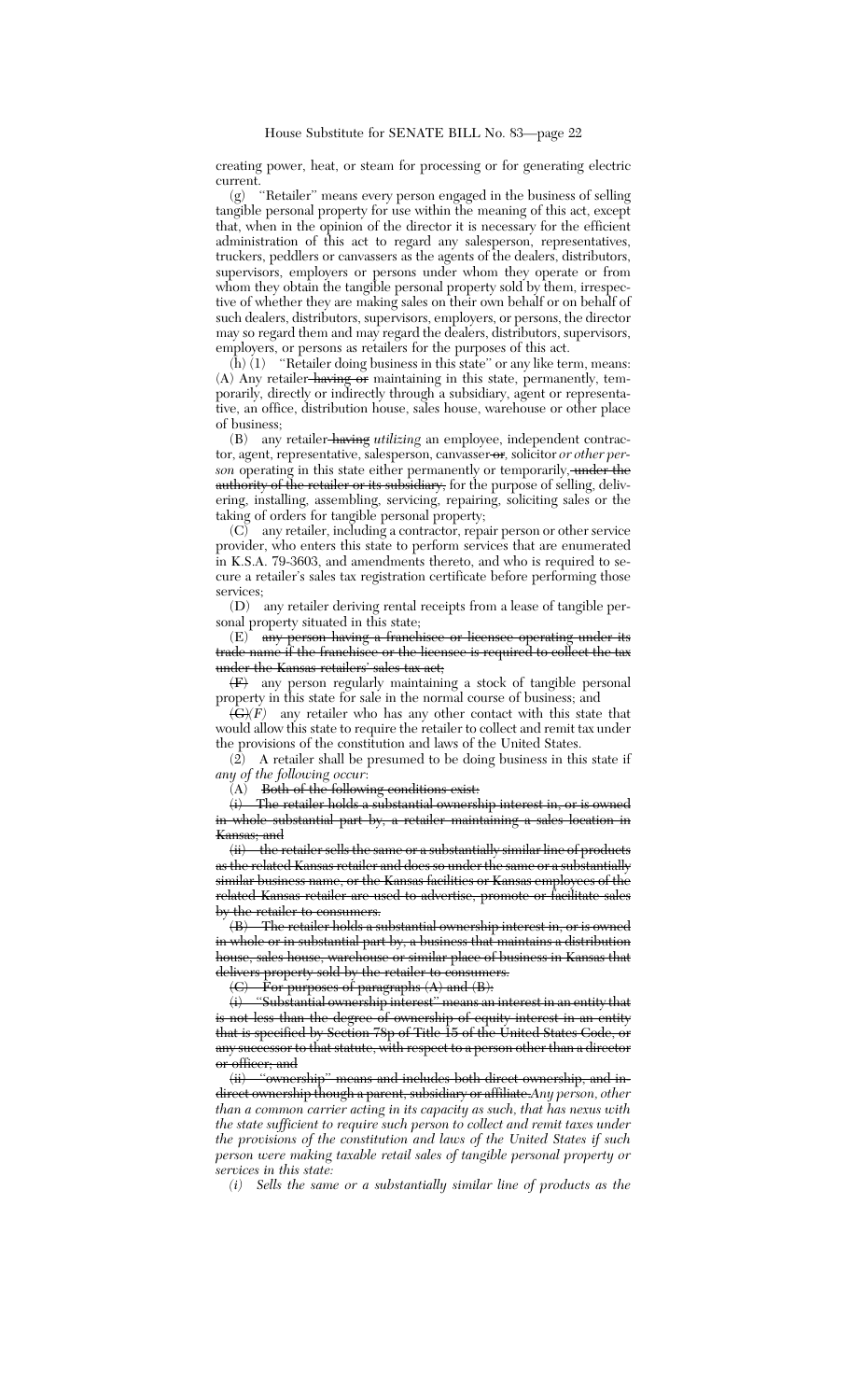creating power, heat, or steam for processing or for generating electric current.

(g) "Retailer" means every person engaged in the business of selling tangible personal property for use within the meaning of this act, except that, when in the opinion of the director it is necessary for the efficient administration of this act to regard any salesperson, representatives, truckers, peddlers or canvassers as the agents of the dealers, distributors, supervisors, employers or persons under whom they operate or from whom they obtain the tangible personal property sold by them, irrespective of whether they are making sales on their own behalf or on behalf of such dealers, distributors, supervisors, employers, or persons, the director may so regard them and may regard the dealers, distributors, supervisors, employers, or persons as retailers for the purposes of this act.

(h) (1) "Retailer doing business in this state" or any like term, means: (A) Any retailer ~~having or~~ maintaining in this state, permanently, temporarily, directly or indirectly through a subsidiary, agent or representative, an office, distribution house, sales house, warehouse or other place of business;

(B) any retailer ~~having~~ *utilizing* an employee, independent contractor, agent, representative, salesperson, canvasser ~~or~~*,* solicitor *or other person* operating in this state either permanently or temporarily, ~~under the authority of the retailer or its subsidiary,~~ for the purpose of selling, delivering, installing, assembling, servicing, repairing, soliciting sales or the taking of orders for tangible personal property;

(C) any retailer, including a contractor, repair person or other service provider, who enters this state to perform services that are enumerated in K.S.A. 79-3603, and amendments thereto, and who is required to secure a retailer's sales tax registration certificate before performing those services;

(D) any retailer deriving rental receipts from a lease of tangible personal property situated in this state;

(E) ~~any person having a franchisee or licensee operating under its trade name if the franchisee or the licensee is required to collect the tax under the Kansas retailers' sales tax act;~~

~~(F)~~ any person regularly maintaining a stock of tangible personal property in this state for sale in the normal course of business; and

~~(G)~~*(F)* any retailer who has any other contact with this state that would allow this state to require the retailer to collect and remit tax under the provisions of the constitution and laws of the United States.

(2) A retailer shall be presumed to be doing business in this state if *any of the following occur*:

(A) ~~Both of the following conditions exist:~~

~~(i) The retailer holds a substantial ownership interest in, or is owned in whole substantial part by, a retailer maintaining a sales location in Kansas; and~~

~~(ii) the retailer sells the same or a substantially similar line of products as the related Kansas retailer and does so under the same or a substantially similar business name, or the Kansas facilities or Kansas employees of the related Kansas retailer are used to advertise, promote or facilitate sales by the retailer to consumers.~~

~~(B) The retailer holds a substantial ownership interest in, or is owned in whole or in substantial part by, a business that maintains a distribution house, sales house, warehouse or similar place of business in Kansas that delivers property sold by the retailer to consumers.~~

~~(C) For purposes of paragraphs (A) and (B):~~

~~(i) "Substantial ownership interest" means an interest in an entity that is not less than the degree of ownership of equity interest in an entity that is specified by Section 78p of Title 15 of the United States Code, or any successor to that statute, with respect to a person other than a director or officer; and~~

~~(ii) "ownership" means and includes both direct ownership, and indirect ownership though a parent, subsidiary or affiliate.~~*Any person, other than a common carrier acting in its capacity as such, that has nexus with the state sufficient to require such person to collect and remit taxes under the provisions of the constitution and laws of the United States if such person were making taxable retail sales of tangible personal property or services in this state:*

*(i) Sells the same or a substantially similar line of products as the*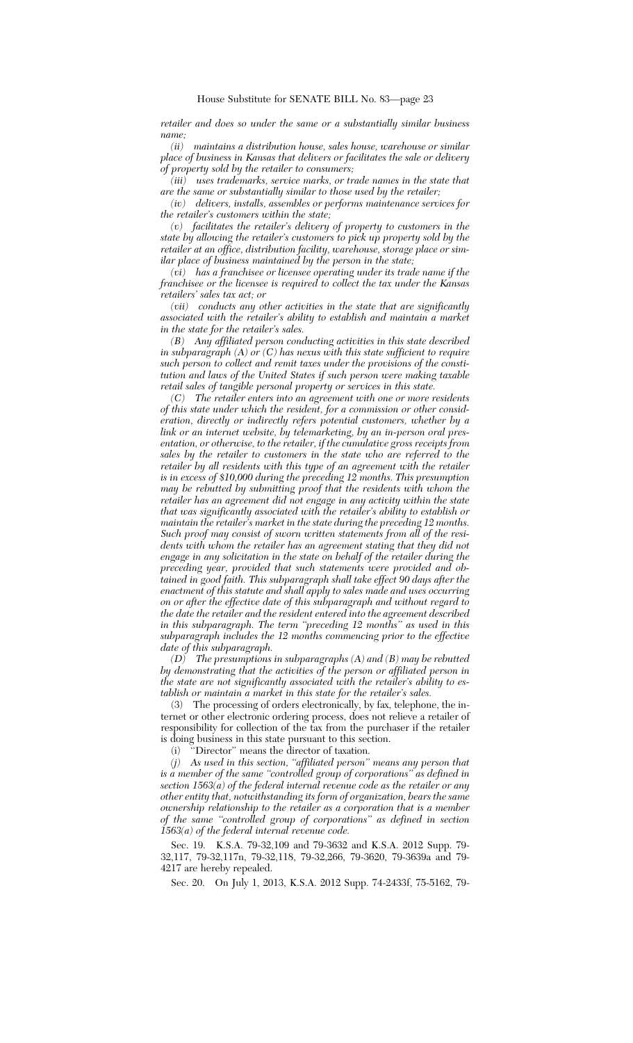*retailer and does so under the same or a substantially similar business name;*

*(ii) maintains a distribution house, sales house, warehouse or similar place of business in Kansas that delivers or facilitates the sale or delivery of property sold by the retailer to consumers;*

*(iii) uses trademarks, service marks, or trade names in the state that are the same or substantially similar to those used by the retailer;*

*(iv) delivers, installs, assembles or performs maintenance services for the retailer's customers within the state;*

*(v) facilitates the retailer's delivery of property to customers in the state by allowing the retailer's customers to pick up property sold by the retailer at an office, distribution facility, warehouse, storage place or similar place of business maintained by the person in the state;*

*(vi) has a franchisee or licensee operating under its trade name if the franchisee or the licensee is required to collect the tax under the Kansas retailers' sales tax act; or*

*(vii) conducts any other activities in the state that are significantly associated with the retailer's ability to establish and maintain a market in the state for the retailer's sales.*

*(B) Any affiliated person conducting activities in this state described in subparagraph (A) or (C) has nexus with this state sufficient to require such person to collect and remit taxes under the provisions of the constitution and laws of the United States if such person were making taxable retail sales of tangible personal property or services in this state.*

*(C) The retailer enters into an agreement with one or more residents of this state under which the resident, for a commission or other consideration, directly or indirectly refers potential customers, whether by a link or an internet website, by telemarketing, by an in-person oral presentation, or otherwise, to the retailer, if the cumulative gross receipts from sales by the retailer to customers in the state who are referred to the retailer by all residents with this type of an agreement with the retailer is in excess of $10,000 during the preceding 12 months. This presumption may be rebutted by submitting proof that the residents with whom the retailer has an agreement did not engage in any activity within the state that was significantly associated with the retailer's ability to establish or maintain the retailer's market in the state during the preceding 12 months. Such proof may consist of sworn written statements from all of the residents with whom the retailer has an agreement stating that they did not engage in any solicitation in the state on behalf of the retailer during the preceding year, provided that such statements were provided and obtained in good faith. This subparagraph shall take effect 90 days after the enactment of this statute and shall apply to sales made and uses occurring on or after the effective date of this subparagraph and without regard to the date the retailer and the resident entered into the agreement described in this subparagraph. The term "preceding 12 months" as used in this subparagraph includes the 12 months commencing prior to the effective date of this subparagraph.*

*(D) The presumptions in subparagraphs (A) and (B) may be rebutted by demonstrating that the activities of the person or affiliated person in the state are not significantly associated with the retailer's ability to establish or maintain a market in this state for the retailer's sales.*

(3) The processing of orders electronically, by fax, telephone, the internet or other electronic ordering process, does not relieve a retailer of responsibility for collection of the tax from the purchaser if the retailer is doing business in this state pursuant to this section.

(i) "Director" means the director of taxation.

*(j) As used in this section, "affiliated person" means any person that is a member of the same "controlled group of corporations" as defined in section 1563(a) of the federal internal revenue code as the retailer or any other entity that, notwithstanding its form of organization, bears the same ownership relationship to the retailer as a corporation that is a member of the same "controlled group of corporations" as defined in section 1563(a) of the federal internal revenue code.*

Sec. 19. K.S.A. 79-32,109 and 79-3632 and K.S.A. 2012 Supp. 79-32,117, 79-32,117n, 79-32,118, 79-32,266, 79-3620, 79-3639a and 79-4217 are hereby repealed.

Sec. 20. On July 1, 2013, K.S.A. 2012 Supp. 74-2433f, 75-5162, 79-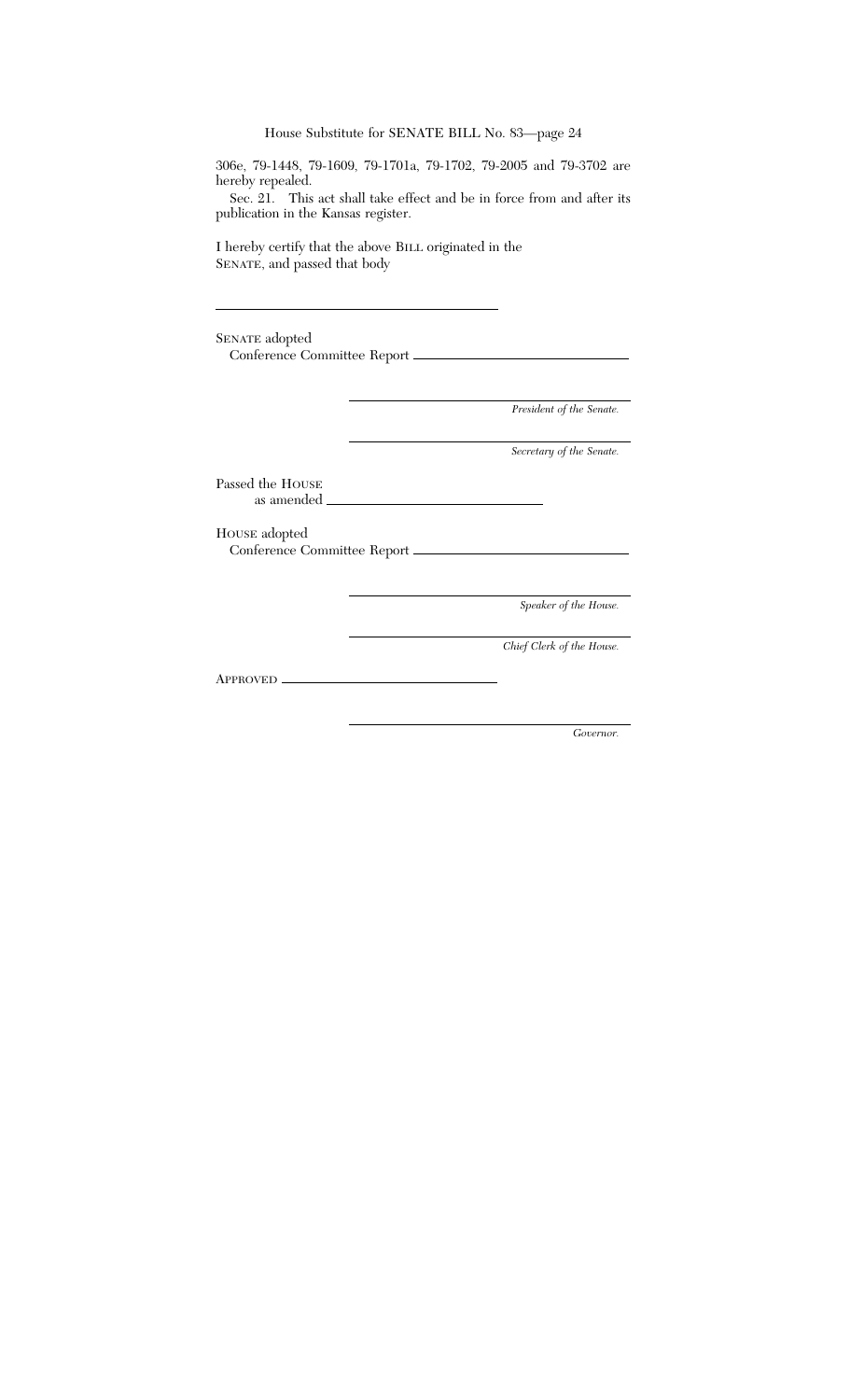306e, 79-1448, 79-1609, 79-1701a, 79-1702, 79-2005 and 79-3702 are hereby repealed.

Sec. 21. This act shall take effect and be in force from and after its publication in the Kansas register.

I hereby certify that the above BILL originated in the SENATE, and passed that body

\_\_\_\_\_\_\_\_\_\_\_\_\_\_\_\_\_\_\_\_\_\_\_\_\_\_\_\_\_\_

SENATE adopted
Conference Committee Report \_\_\_\_\_\_\_\_\_\_\_\_\_\_\_\_\_\_\_\_\_\_\_\_

\_\_\_\_\_\_\_\_\_\_\_\_\_\_\_\_\_\_\_\_\_\_\_\_
*President of the Senate.*

\_\_\_\_\_\_\_\_\_\_\_\_\_\_\_\_\_\_\_\_\_\_\_\_
*Secretary of the Senate.*

Passed the HOUSE
as amended \_\_\_\_\_\_\_\_\_\_\_\_\_\_\_\_\_\_\_\_\_\_\_\_

HOUSE adopted
Conference Committee Report \_\_\_\_\_\_\_\_\_\_\_\_\_\_\_\_\_\_\_\_\_\_\_\_

\_\_\_\_\_\_\_\_\_\_\_\_\_\_\_\_\_\_\_\_\_\_\_\_
*Speaker of the House.*

\_\_\_\_\_\_\_\_\_\_\_\_\_\_\_\_\_\_\_\_\_\_\_\_
*Chief Clerk of the House.*

APPROVED \_\_\_\_\_\_\_\_\_\_\_\_\_\_\_\_\_\_\_\_\_\_\_\_

\_\_\_\_\_\_\_\_\_\_\_\_\_\_\_\_\_\_\_\_\_\_\_\_
*Governor.*